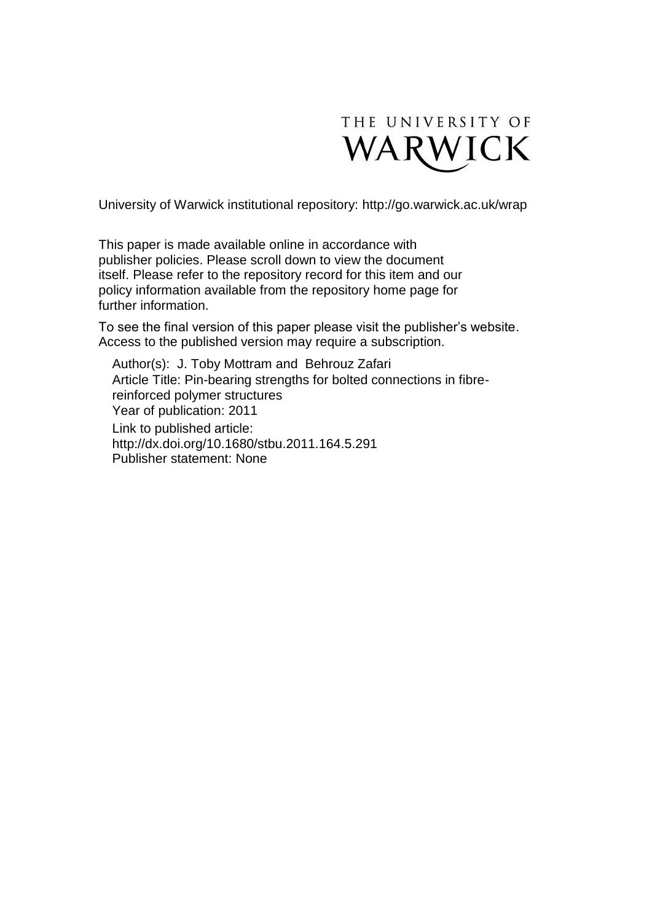THE UNIVERSITY OF WARWICK

University of Warwick institutional repository: http://go.warwick.ac.uk/wrap

This paper is made available online in accordance with publisher policies. Please scroll down to view the document itself. Please refer to the repository record for this item and our policy information available from the repository home page for further information.

To see the final version of this paper please visit the publisher's website. Access to the published version may require a subscription.

Author(s): J. Toby Mottram and Behrouz Zafari
Article Title: Pin-bearing strengths for bolted connections in fibre-reinforced polymer structures
Year of publication: 2011
Link to published article:
http://dx.doi.org/10.1680/stbu.2011.164.5.291
Publisher statement: None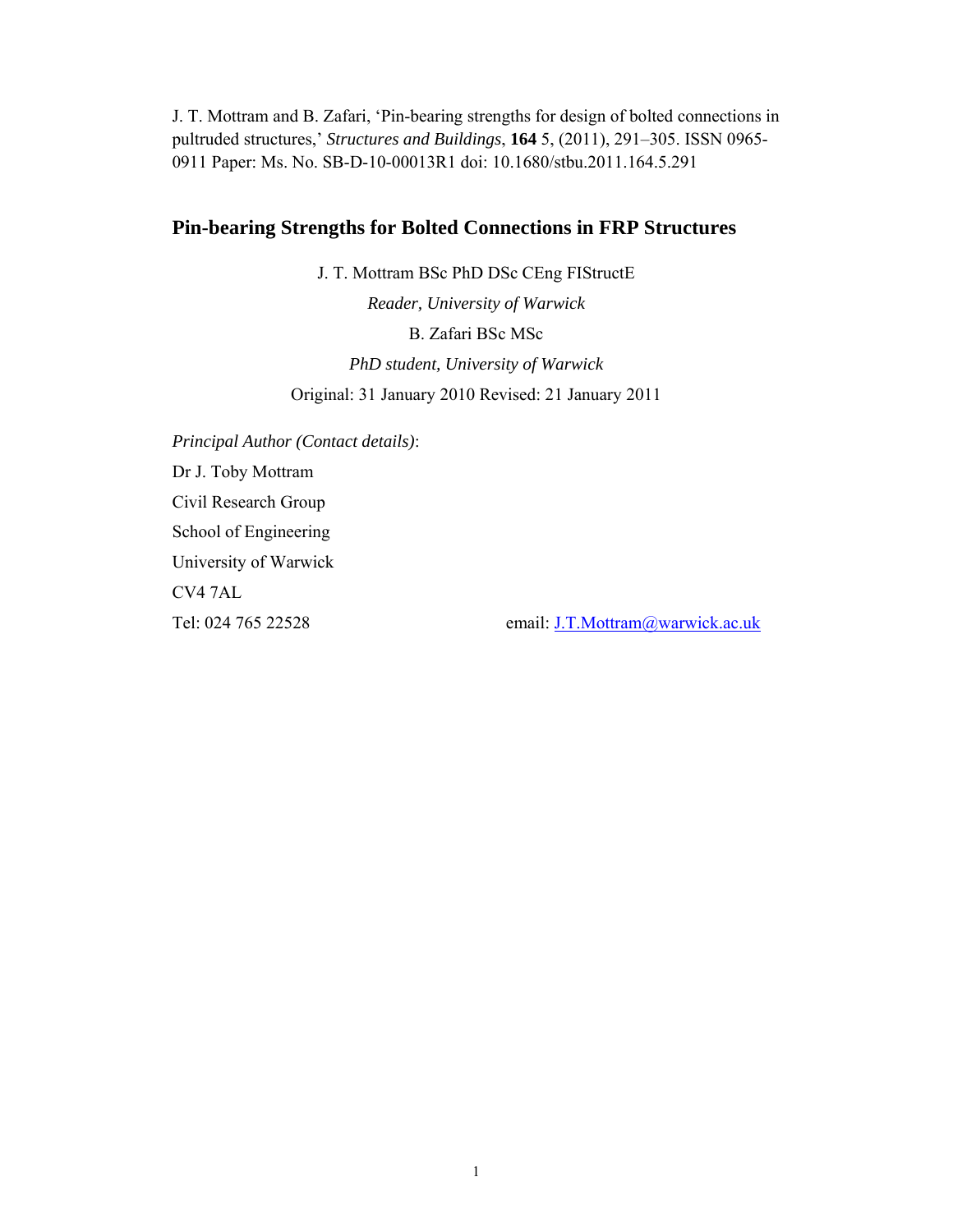J. T. Mottram and B. Zafari, 'Pin-bearing strengths for design of bolted connections in pultruded structures,' *Structures and Buildings*, **164** 5, (2011), 291–305. ISSN 0965-0911 Paper: Ms. No. SB-D-10-00013R1 doi: 10.1680/stbu.2011.164.5.291

# Pin-bearing Strengths for Bolted Connections in FRP Structures

J. T. Mottram BSc PhD DSc CEng FIStructE

*Reader, University of Warwick*

B. Zafari BSc MSc

*PhD student, University of Warwick*

Original: 31 January 2010 Revised: 21 January 2011

*Principal Author (Contact details)*:

Dr J. Toby Mottram

Civil Research Group

School of Engineering

University of Warwick

CV4 7AL

Tel: 024 765 22528 email: J.T.Mottram@warwick.ac.uk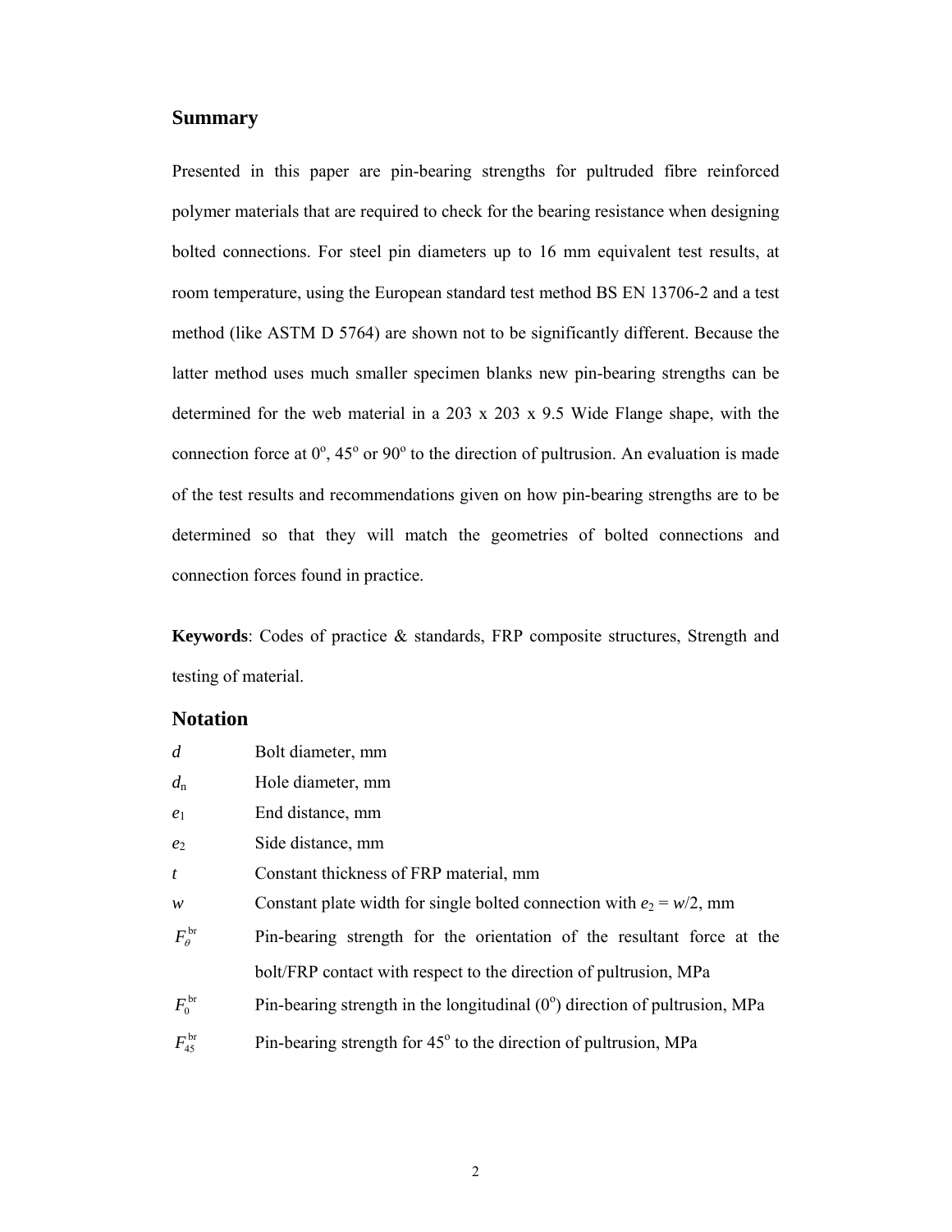## Summary

Presented in this paper are pin-bearing strengths for pultruded fibre reinforced polymer materials that are required to check for the bearing resistance when designing bolted connections. For steel pin diameters up to 16 mm equivalent test results, at room temperature, using the European standard test method BS EN 13706-2 and a test method (like ASTM D 5764) are shown not to be significantly different. Because the latter method uses much smaller specimen blanks new pin-bearing strengths can be determined for the web material in a 203 x 203 x 9.5 Wide Flange shape, with the connection force at $0^{o}$, $45^{o}$ or $90^{o}$ to the direction of pultrusion. An evaluation is made of the test results and recommendations given on how pin-bearing strengths are to be determined so that they will match the geometries of bolted connections and connection forces found in practice.

**Keywords**: Codes of practice & standards, FRP composite structures, Strength and testing of material.

## Notation

| | |
|---|---|
| $d$ | Bolt diameter, mm |
| $d_{n}$ | Hole diameter, mm |
| $e_{1}$ | End distance, mm |
| $e_{2}$ | Side distance, mm |
| $t$ | Constant thickness of FRP material, mm |
| $w$ | Constant plate width for single bolted connection with $e_{2} = w/2$, mm |
| $F_{\theta}^{\text{br}}$ | Pin-bearing strength for the orientation of the resultant force at the bolt/FRP contact with respect to the direction of pultrusion, MPa |
| $F_{0}^{\text{br}}$ | Pin-bearing strength in the longitudinal ($0^{o}$) direction of pultrusion, MPa |
| $F_{45}^{\text{br}}$ | Pin-bearing strength for $45^{o}$ to the direction of pultrusion, MPa |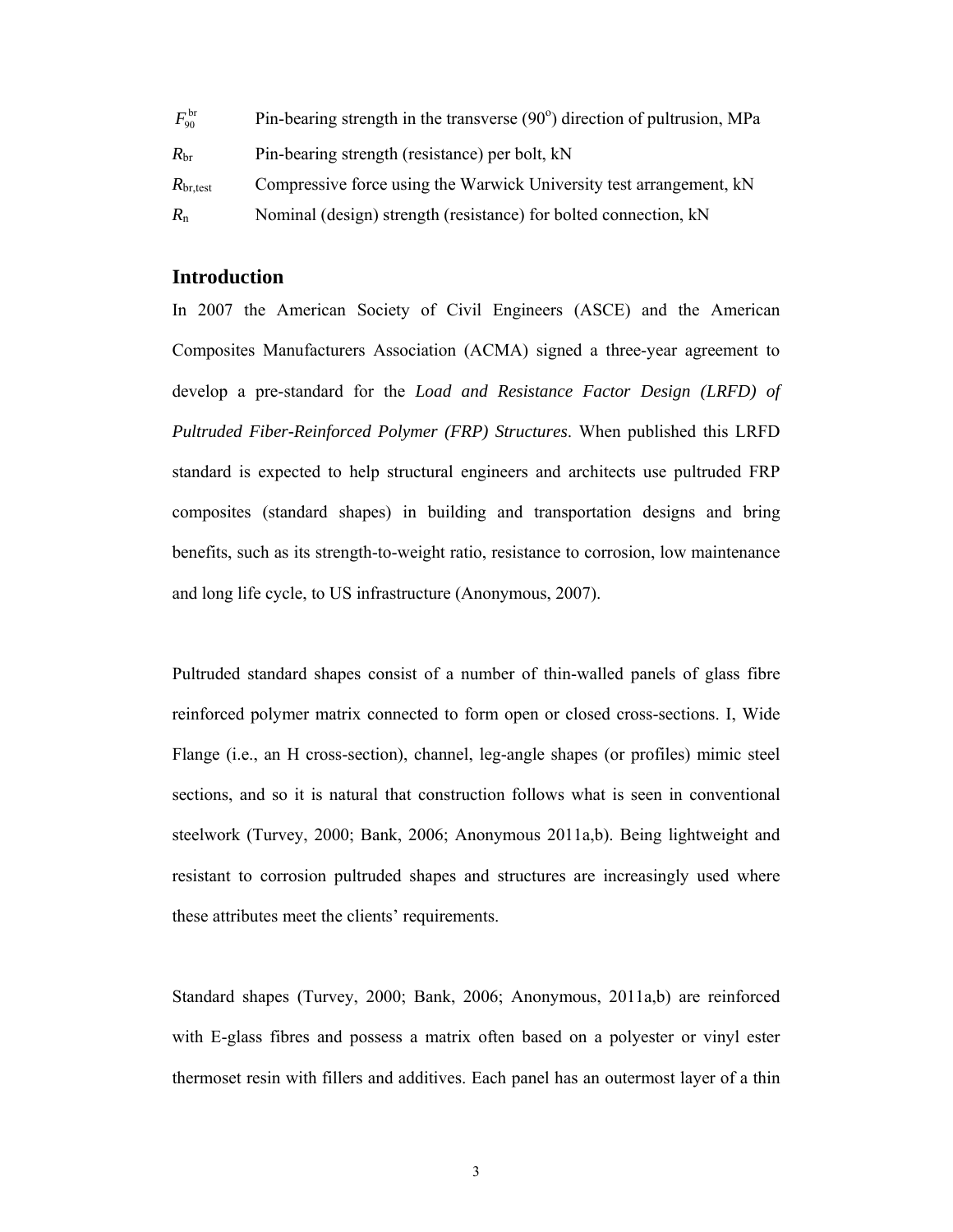| | |
|---|---|
| $F_{90}^{\mathrm{br}}$ | Pin-bearing strength in the transverse (90°) direction of pultrusion, MPa |
| $R_{\mathrm{br}}$ | Pin-bearing strength (resistance) per bolt, kN |
| $R_{\mathrm{br,test}}$ | Compressive force using the Warwick University test arrangement, kN |
| $R_{\mathrm{n}}$ | Nominal (design) strength (resistance) for bolted connection, kN |

## Introduction

In 2007 the American Society of Civil Engineers (ASCE) and the American Composites Manufacturers Association (ACMA) signed a three-year agreement to develop a pre-standard for the *Load and Resistance Factor Design (LRFD) of Pultruded Fiber-Reinforced Polymer (FRP) Structures*. When published this LRFD standard is expected to help structural engineers and architects use pultruded FRP composites (standard shapes) in building and transportation designs and bring benefits, such as its strength-to-weight ratio, resistance to corrosion, low maintenance and long life cycle, to US infrastructure (Anonymous, 2007).

Pultruded standard shapes consist of a number of thin-walled panels of glass fibre reinforced polymer matrix connected to form open or closed cross-sections. I, Wide Flange (i.e., an H cross-section), channel, leg-angle shapes (or profiles) mimic steel sections, and so it is natural that construction follows what is seen in conventional steelwork (Turvey, 2000; Bank, 2006; Anonymous 2011a,b). Being lightweight and resistant to corrosion pultruded shapes and structures are increasingly used where these attributes meet the clients' requirements.

Standard shapes (Turvey, 2000; Bank, 2006; Anonymous, 2011a,b) are reinforced with E-glass fibres and possess a matrix often based on a polyester or vinyl ester thermoset resin with fillers and additives. Each panel has an outermost layer of a thin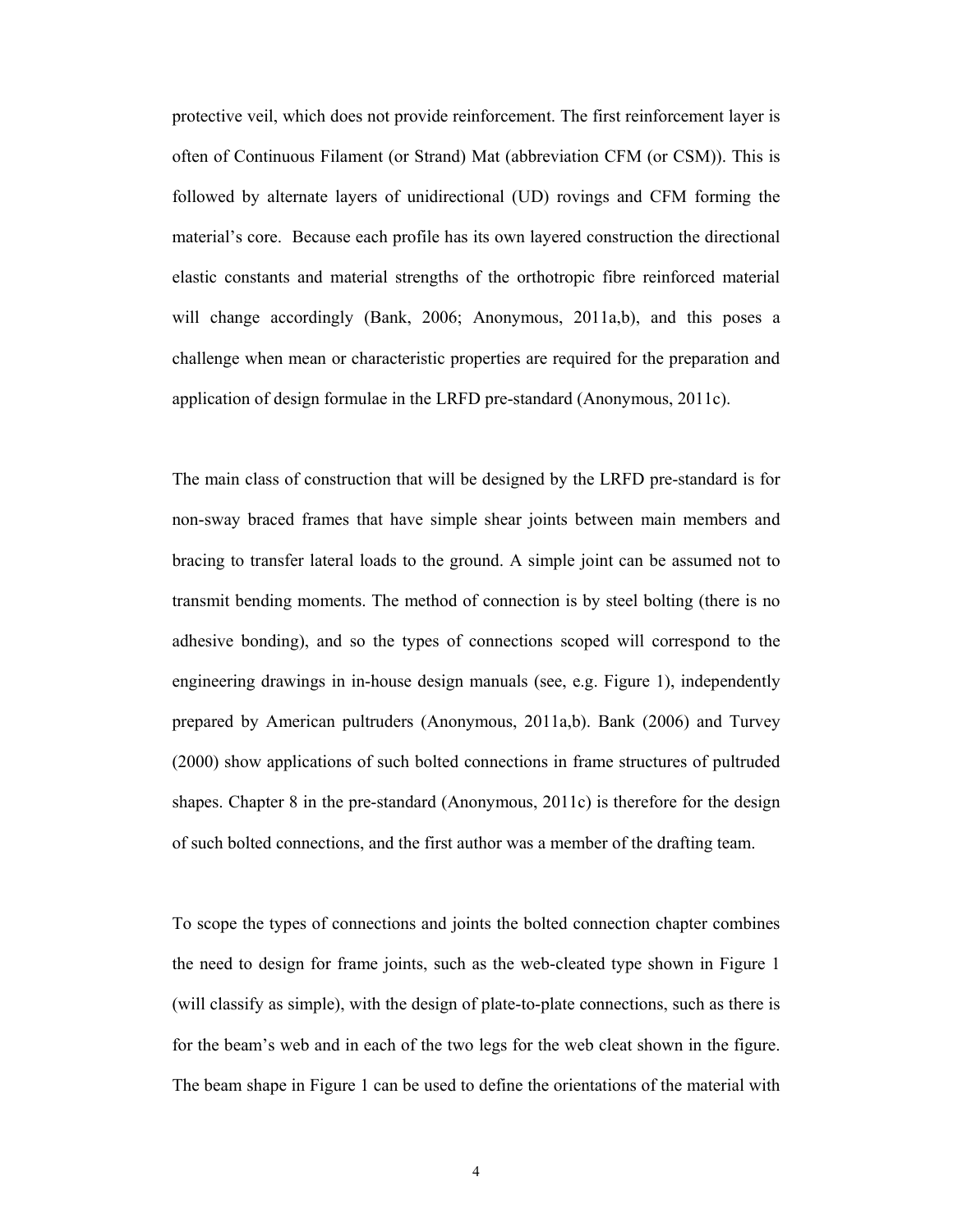protective veil, which does not provide reinforcement. The first reinforcement layer is often of Continuous Filament (or Strand) Mat (abbreviation CFM (or CSM)). This is followed by alternate layers of unidirectional (UD) rovings and CFM forming the material's core. Because each profile has its own layered construction the directional elastic constants and material strengths of the orthotropic fibre reinforced material will change accordingly (Bank, 2006; Anonymous, 2011a,b), and this poses a challenge when mean or characteristic properties are required for the preparation and application of design formulae in the LRFD pre-standard (Anonymous, 2011c).

The main class of construction that will be designed by the LRFD pre-standard is for non-sway braced frames that have simple shear joints between main members and bracing to transfer lateral loads to the ground. A simple joint can be assumed not to transmit bending moments. The method of connection is by steel bolting (there is no adhesive bonding), and so the types of connections scoped will correspond to the engineering drawings in in-house design manuals (see, e.g. Figure 1), independently prepared by American pultruders (Anonymous, 2011a,b). Bank (2006) and Turvey (2000) show applications of such bolted connections in frame structures of pultruded shapes. Chapter 8 in the pre-standard (Anonymous, 2011c) is therefore for the design of such bolted connections, and the first author was a member of the drafting team.

To scope the types of connections and joints the bolted connection chapter combines the need to design for frame joints, such as the web-cleated type shown in Figure 1 (will classify as simple), with the design of plate-to-plate connections, such as there is for the beam's web and in each of the two legs for the web cleat shown in the figure. The beam shape in Figure 1 can be used to define the orientations of the material with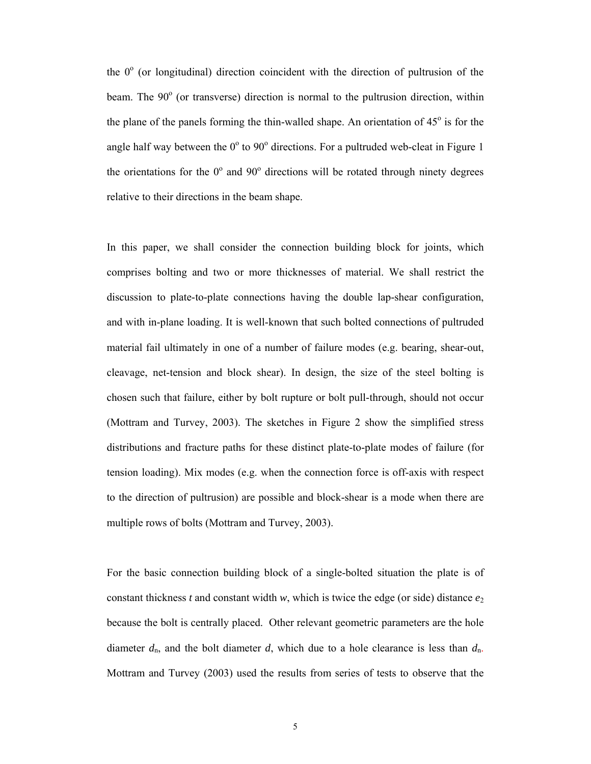the $0^o$ (or longitudinal) direction coincident with the direction of pultrusion of the beam. The $90^o$ (or transverse) direction is normal to the pultrusion direction, within the plane of the panels forming the thin-walled shape. An orientation of $45^o$ is for the angle half way between the $0^o$ to $90^o$ directions. For a pultruded web-cleat in Figure 1 the orientations for the $0^o$ and $90^o$ directions will be rotated through ninety degrees relative to their directions in the beam shape.

In this paper, we shall consider the connection building block for joints, which comprises bolting and two or more thicknesses of material. We shall restrict the discussion to plate-to-plate connections having the double lap-shear configuration, and with in-plane loading. It is well-known that such bolted connections of pultruded material fail ultimately in one of a number of failure modes (e.g. bearing, shear-out, cleavage, net-tension and block shear). In design, the size of the steel bolting is chosen such that failure, either by bolt rupture or bolt pull-through, should not occur (Mottram and Turvey, 2003). The sketches in Figure 2 show the simplified stress distributions and fracture paths for these distinct plate-to-plate modes of failure (for tension loading). Mix modes (e.g. when the connection force is off-axis with respect to the direction of pultrusion) are possible and block-shear is a mode when there are multiple rows of bolts (Mottram and Turvey, 2003).

For the basic connection building block of a single-bolted situation the plate is of constant thickness $t$ and constant width $w$, which is twice the edge (or side) distance $e_2$ because the bolt is centrally placed. Other relevant geometric parameters are the hole diameter $d_n$, and the bolt diameter $d$, which due to a hole clearance is less than $d_n$. Mottram and Turvey (2003) used the results from series of tests to observe that the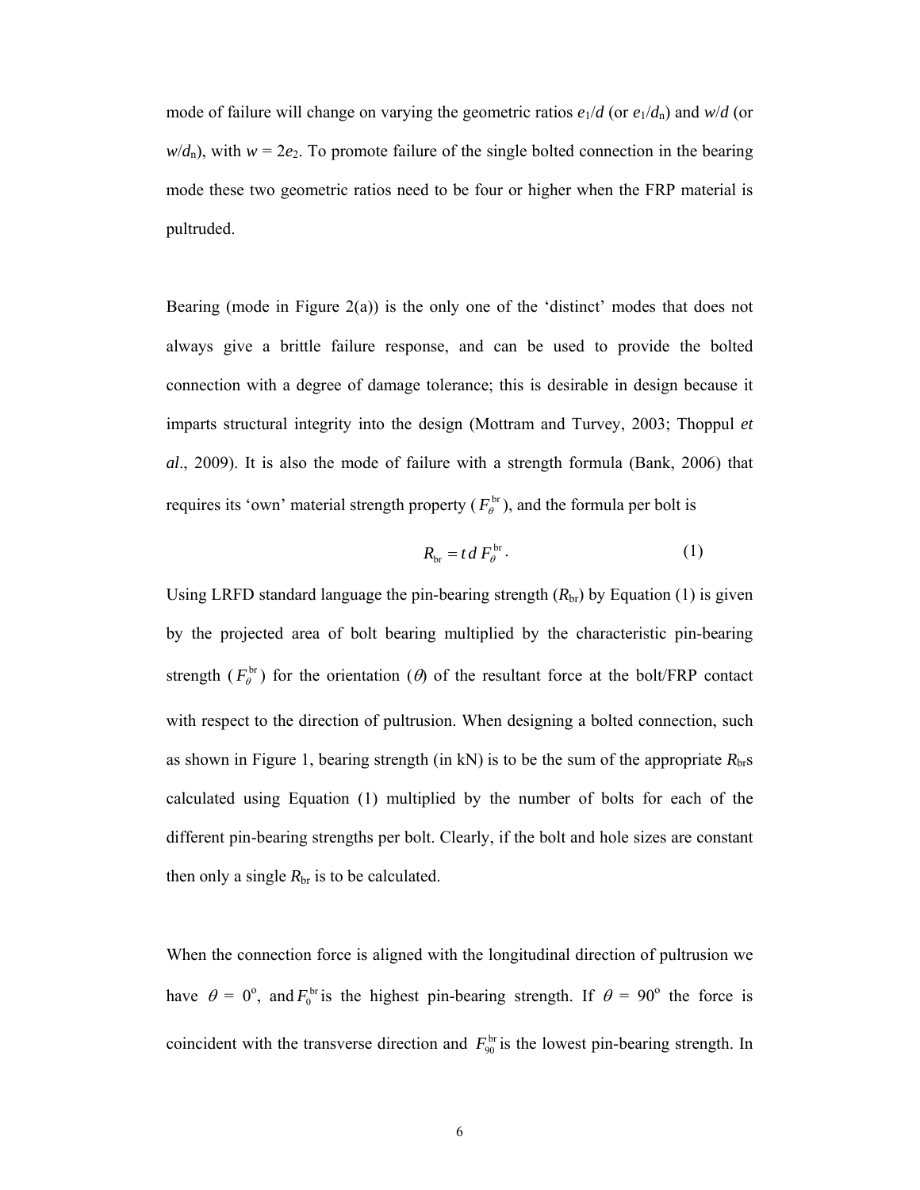mode of failure will change on varying the geometric ratios $e_1/d$ (or $e_1/d_n$) and $w/d$ (or $w/d_n$), with $w = 2e_2$. To promote failure of the single bolted connection in the bearing mode these two geometric ratios need to be four or higher when the FRP material is pultruded.

Bearing (mode in Figure 2(a)) is the only one of the 'distinct' modes that does not always give a brittle failure response, and can be used to provide the bolted connection with a degree of damage tolerance; this is desirable in design because it imparts structural integrity into the design (Mottram and Turvey, 2003; Thoppul *et al*., 2009). It is also the mode of failure with a strength formula (Bank, 2006) that requires its 'own' material strength property ($F_{\theta}^{\mathrm{br}}$), and the formula per bolt is

$$R_{\mathrm{br}} = t\,d\,F_{\theta}^{\mathrm{br}}. \tag{1}$$

Using LRFD standard language the pin-bearing strength ($R_{\mathrm{br}}$) by Equation (1) is given by the projected area of bolt bearing multiplied by the characteristic pin-bearing strength ($F_{\theta}^{\mathrm{br}}$) for the orientation ($\theta$) of the resultant force at the bolt/FRP contact with respect to the direction of pultrusion. When designing a bolted connection, such as shown in Figure 1, bearing strength (in kN) is to be the sum of the appropriate $R_{\mathrm{br}}$s calculated using Equation (1) multiplied by the number of bolts for each of the different pin-bearing strengths per bolt. Clearly, if the bolt and hole sizes are constant then only a single $R_{\mathrm{br}}$ is to be calculated.

When the connection force is aligned with the longitudinal direction of pultrusion we have $\theta = 0^{\mathrm{o}}$, and $F_{0}^{\mathrm{br}}$ is the highest pin-bearing strength. If $\theta = 90^{\mathrm{o}}$ the force is coincident with the transverse direction and $F_{90}^{\mathrm{br}}$ is the lowest pin-bearing strength. In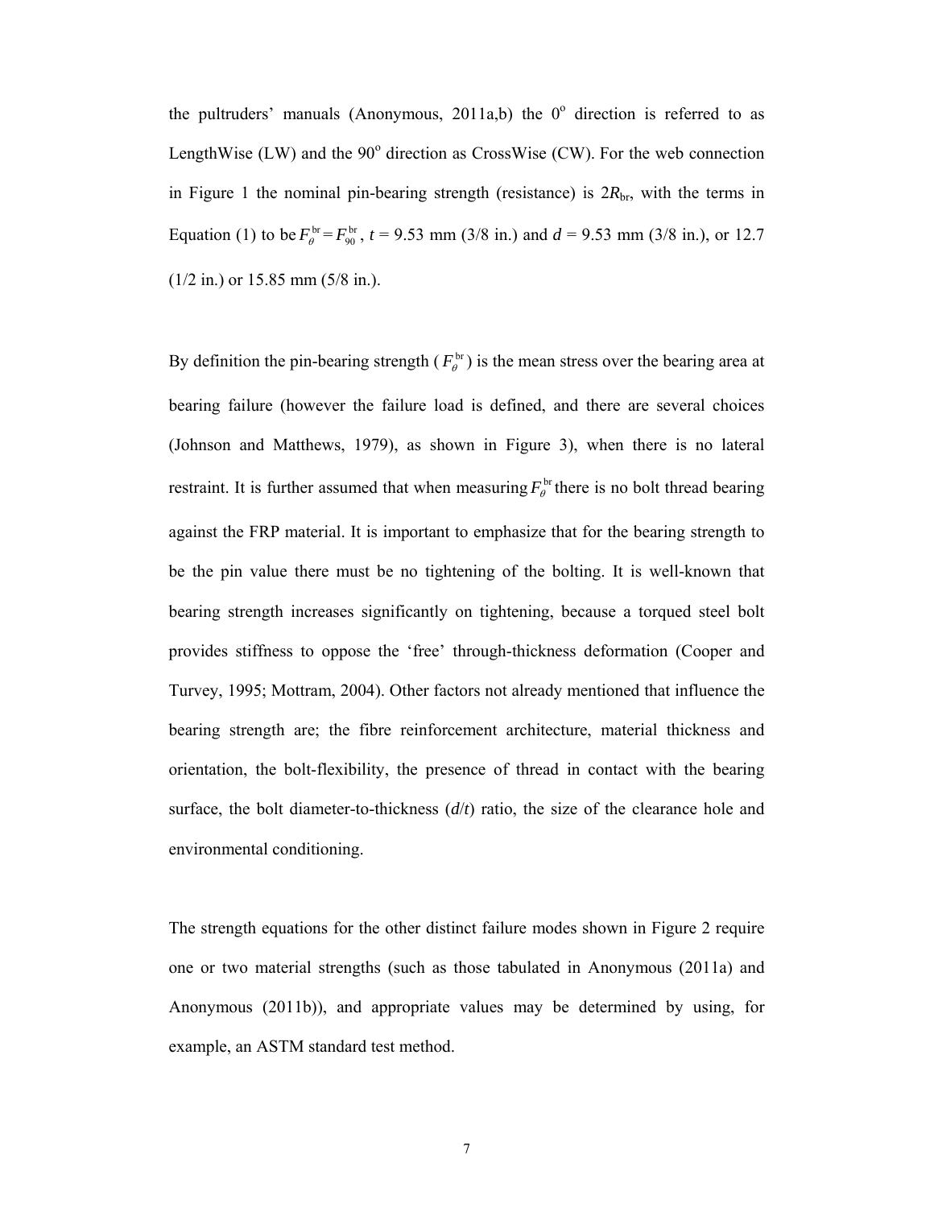the pultruders' manuals (Anonymous, 2011a,b) the $0^{\circ}$ direction is referred to as LengthWise (LW) and the $90^{\circ}$ direction as CrossWise (CW). For the web connection in Figure 1 the nominal pin-bearing strength (resistance) is $2R_{\mathrm{br}}$, with the terms in Equation (1) to be $F_{\theta}^{\mathrm{br}} = F_{90}^{\mathrm{br}}$, $t$ = 9.53 mm (3/8 in.) and $d$ = 9.53 mm (3/8 in.), or 12.7 (1/2 in.) or 15.85 mm (5/8 in.).

By definition the pin-bearing strength ($F_{\theta}^{\mathrm{br}}$) is the mean stress over the bearing area at bearing failure (however the failure load is defined, and there are several choices (Johnson and Matthews, 1979), as shown in Figure 3), when there is no lateral restraint. It is further assumed that when measuring $F_{\theta}^{\mathrm{br}}$ there is no bolt thread bearing against the FRP material. It is important to emphasize that for the bearing strength to be the pin value there must be no tightening of the bolting. It is well-known that bearing strength increases significantly on tightening, because a torqued steel bolt provides stiffness to oppose the 'free' through-thickness deformation (Cooper and Turvey, 1995; Mottram, 2004). Other factors not already mentioned that influence the bearing strength are; the fibre reinforcement architecture, material thickness and orientation, the bolt-flexibility, the presence of thread in contact with the bearing surface, the bolt diameter-to-thickness ($d/t$) ratio, the size of the clearance hole and environmental conditioning.

The strength equations for the other distinct failure modes shown in Figure 2 require one or two material strengths (such as those tabulated in Anonymous (2011a) and Anonymous (2011b)), and appropriate values may be determined by using, for example, an ASTM standard test method.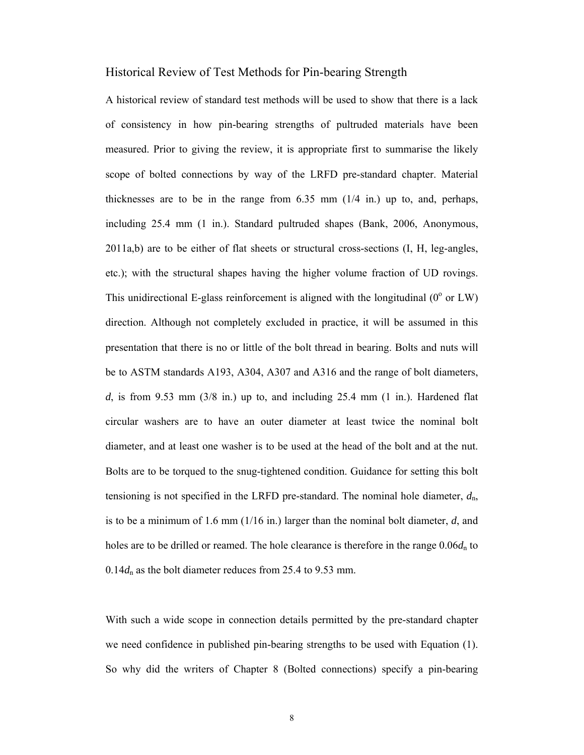## Historical Review of Test Methods for Pin-bearing Strength

A historical review of standard test methods will be used to show that there is a lack of consistency in how pin-bearing strengths of pultruded materials have been measured. Prior to giving the review, it is appropriate first to summarise the likely scope of bolted connections by way of the LRFD pre-standard chapter. Material thicknesses are to be in the range from 6.35 mm (1/4 in.) up to, and, perhaps, including 25.4 mm (1 in.). Standard pultruded shapes (Bank, 2006, Anonymous, 2011a,b) are to be either of flat sheets or structural cross-sections (I, H, leg-angles, etc.); with the structural shapes having the higher volume fraction of UD rovings. This unidirectional E-glass reinforcement is aligned with the longitudinal ($0^{o}$ or LW) direction. Although not completely excluded in practice, it will be assumed in this presentation that there is no or little of the bolt thread in bearing. Bolts and nuts will be to ASTM standards A193, A304, A307 and A316 and the range of bolt diameters, $d$, is from 9.53 mm (3/8 in.) up to, and including 25.4 mm (1 in.). Hardened flat circular washers are to have an outer diameter at least twice the nominal bolt diameter, and at least one washer is to be used at the head of the bolt and at the nut. Bolts are to be torqued to the snug-tightened condition. Guidance for setting this bolt tensioning is not specified in the LRFD pre-standard. The nominal hole diameter, $d_n$, is to be a minimum of 1.6 mm (1/16 in.) larger than the nominal bolt diameter, $d$, and holes are to be drilled or reamed. The hole clearance is therefore in the range $0.06d_n$ to $0.14d_n$ as the bolt diameter reduces from 25.4 to 9.53 mm.

With such a wide scope in connection details permitted by the pre-standard chapter we need confidence in published pin-bearing strengths to be used with Equation (1). So why did the writers of Chapter 8 (Bolted connections) specify a pin-bearing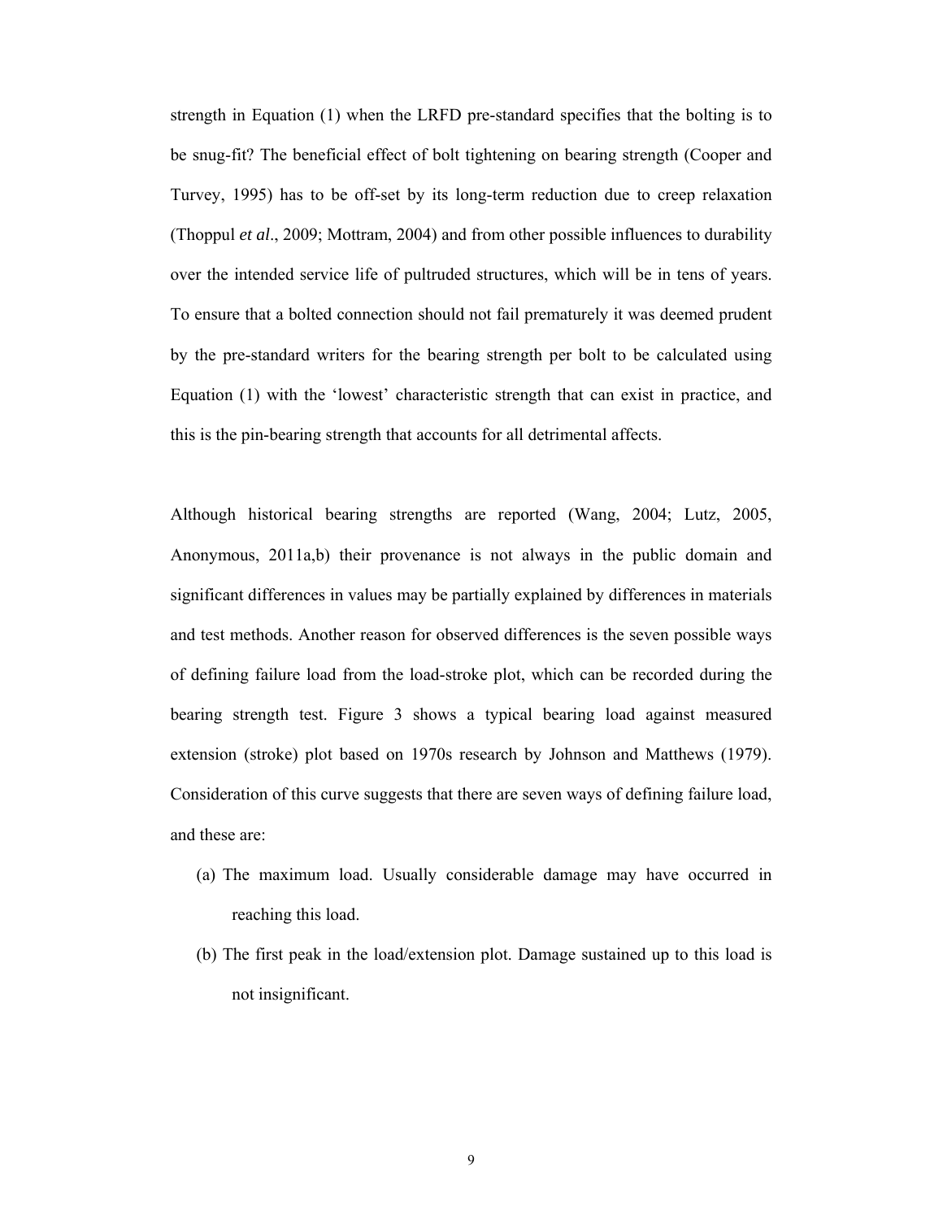strength in Equation (1) when the LRFD pre-standard specifies that the bolting is to be snug-fit? The beneficial effect of bolt tightening on bearing strength (Cooper and Turvey, 1995) has to be off-set by its long-term reduction due to creep relaxation (Thoppul *et al*., 2009; Mottram, 2004) and from other possible influences to durability over the intended service life of pultruded structures, which will be in tens of years. To ensure that a bolted connection should not fail prematurely it was deemed prudent by the pre-standard writers for the bearing strength per bolt to be calculated using Equation (1) with the 'lowest' characteristic strength that can exist in practice, and this is the pin-bearing strength that accounts for all detrimental affects.

Although historical bearing strengths are reported (Wang, 2004; Lutz, 2005, Anonymous, 2011a,b) their provenance is not always in the public domain and significant differences in values may be partially explained by differences in materials and test methods. Another reason for observed differences is the seven possible ways of defining failure load from the load-stroke plot, which can be recorded during the bearing strength test. Figure 3 shows a typical bearing load against measured extension (stroke) plot based on 1970s research by Johnson and Matthews (1979). Consideration of this curve suggests that there are seven ways of defining failure load, and these are:

(a) The maximum load. Usually considerable damage may have occurred in reaching this load.

(b) The first peak in the load/extension plot. Damage sustained up to this load is not insignificant.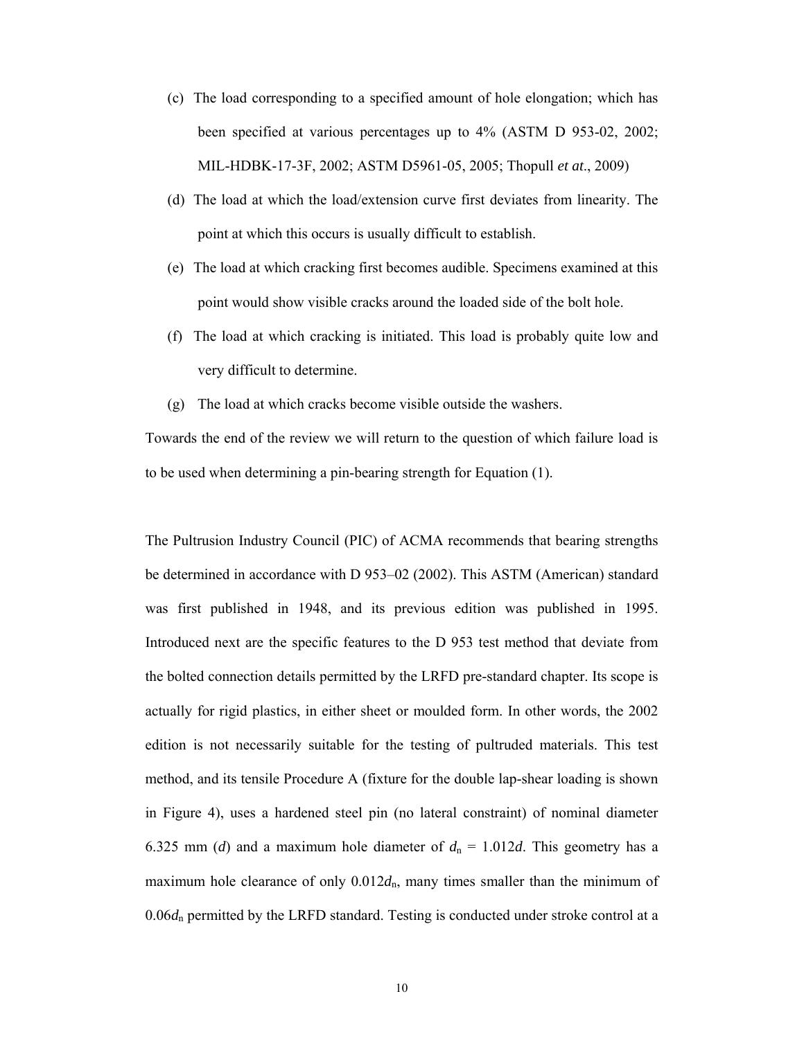(c) The load corresponding to a specified amount of hole elongation; which has been specified at various percentages up to 4% (ASTM D 953-02, 2002; MIL-HDBK-17-3F, 2002; ASTM D5961-05, 2005; Thopull *et at*., 2009)

(d) The load at which the load/extension curve first deviates from linearity. The point at which this occurs is usually difficult to establish.

(e) The load at which cracking first becomes audible. Specimens examined at this point would show visible cracks around the loaded side of the bolt hole.

(f) The load at which cracking is initiated. This load is probably quite low and very difficult to determine.

(g) The load at which cracks become visible outside the washers.

Towards the end of the review we will return to the question of which failure load is to be used when determining a pin-bearing strength for Equation (1).

The Pultrusion Industry Council (PIC) of ACMA recommends that bearing strengths be determined in accordance with D 953–02 (2002). This ASTM (American) standard was first published in 1948, and its previous edition was published in 1995. Introduced next are the specific features to the D 953 test method that deviate from the bolted connection details permitted by the LRFD pre-standard chapter. Its scope is actually for rigid plastics, in either sheet or moulded form. In other words, the 2002 edition is not necessarily suitable for the testing of pultruded materials. This test method, and its tensile Procedure A (fixture for the double lap-shear loading is shown in Figure 4), uses a hardened steel pin (no lateral constraint) of nominal diameter 6.325 mm ($d$) and a maximum hole diameter of $d_n = 1.012d$. This geometry has a maximum hole clearance of only $0.012d_n$, many times smaller than the minimum of $0.06d_n$ permitted by the LRFD standard. Testing is conducted under stroke control at a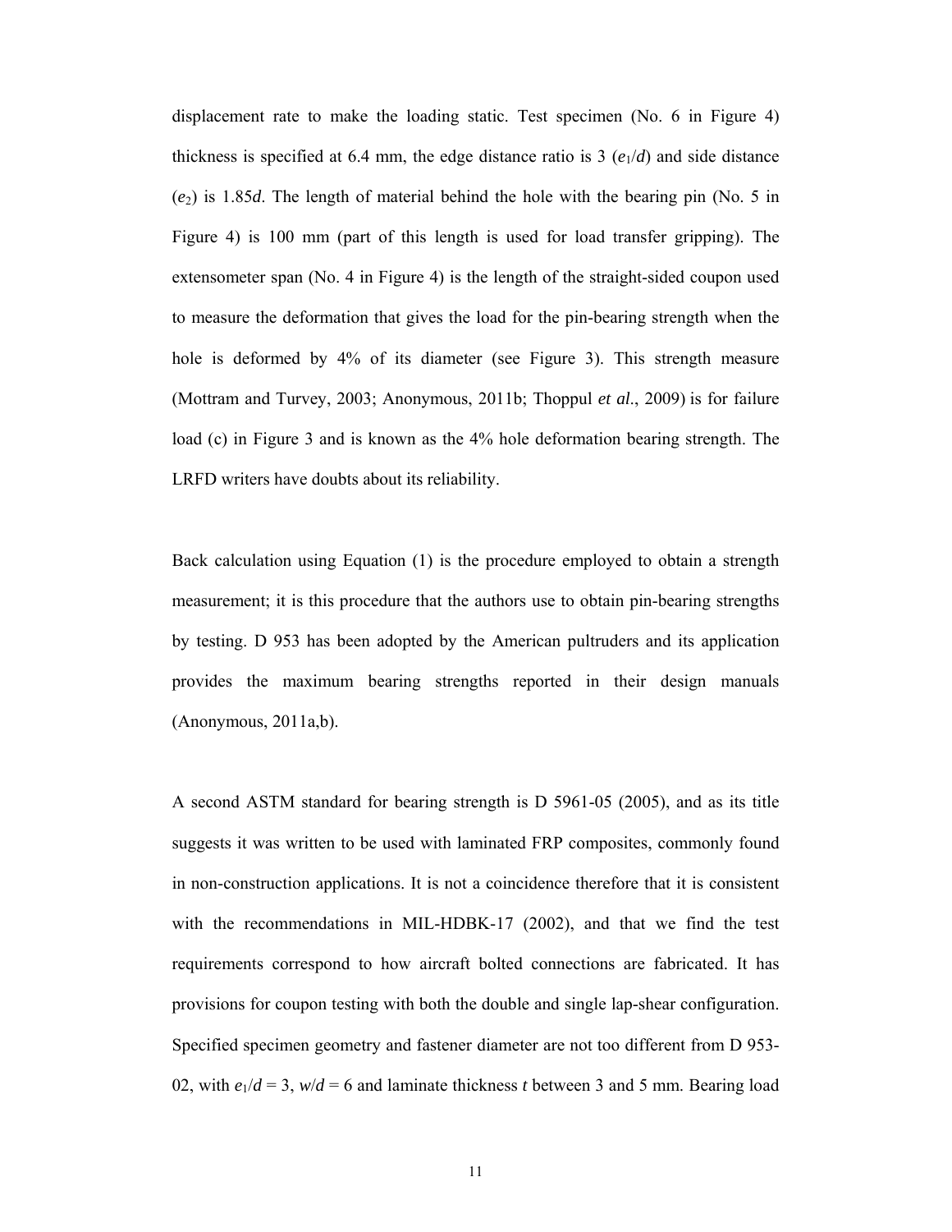displacement rate to make the loading static. Test specimen (No. 6 in Figure 4) thickness is specified at 6.4 mm, the edge distance ratio is 3 ($e_1/d$) and side distance ($e_2$) is 1.85$d$. The length of material behind the hole with the bearing pin (No. 5 in Figure 4) is 100 mm (part of this length is used for load transfer gripping). The extensometer span (No. 4 in Figure 4) is the length of the straight-sided coupon used to measure the deformation that gives the load for the pin-bearing strength when the hole is deformed by 4% of its diameter (see Figure 3). This strength measure (Mottram and Turvey, 2003; Anonymous, 2011b; Thoppul *et al.*, 2009) is for failure load (c) in Figure 3 and is known as the 4% hole deformation bearing strength. The LRFD writers have doubts about its reliability.

Back calculation using Equation (1) is the procedure employed to obtain a strength measurement; it is this procedure that the authors use to obtain pin-bearing strengths by testing. D 953 has been adopted by the American pultruders and its application provides the maximum bearing strengths reported in their design manuals (Anonymous, 2011a,b).

A second ASTM standard for bearing strength is D 5961-05 (2005), and as its title suggests it was written to be used with laminated FRP composites, commonly found in non-construction applications. It is not a coincidence therefore that it is consistent with the recommendations in MIL-HDBK-17 (2002), and that we find the test requirements correspond to how aircraft bolted connections are fabricated. It has provisions for coupon testing with both the double and single lap-shear configuration. Specified specimen geometry and fastener diameter are not too different from D 953-02, with $e_1/d = 3$, $w/d = 6$ and laminate thickness $t$ between 3 and 5 mm. Bearing load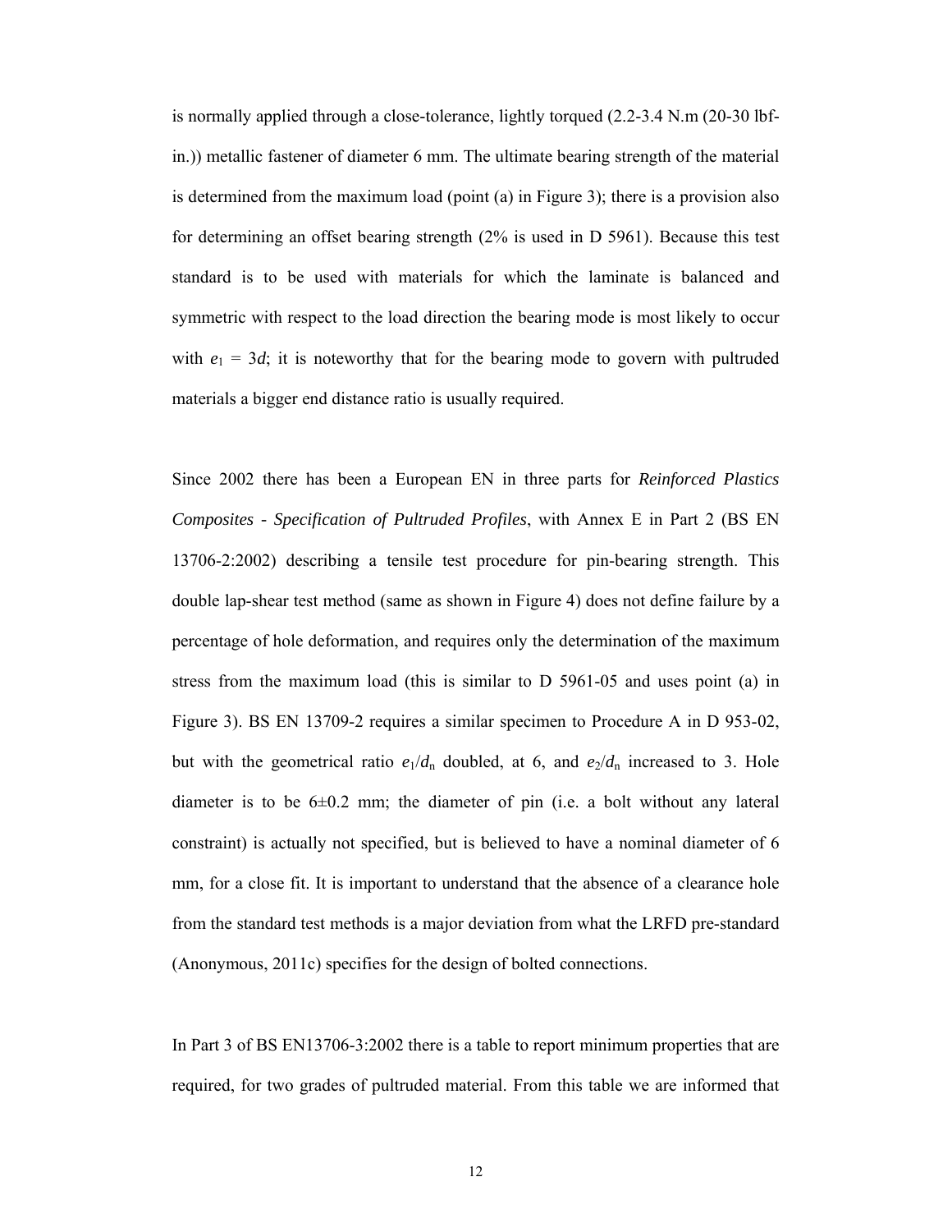is normally applied through a close-tolerance, lightly torqued (2.2-3.4 N.m (20-30 lbf-in.)) metallic fastener of diameter 6 mm. The ultimate bearing strength of the material is determined from the maximum load (point (a) in Figure 3); there is a provision also for determining an offset bearing strength (2% is used in D 5961). Because this test standard is to be used with materials for which the laminate is balanced and symmetric with respect to the load direction the bearing mode is most likely to occur with $e_1 = 3d$; it is noteworthy that for the bearing mode to govern with pultruded materials a bigger end distance ratio is usually required.

Since 2002 there has been a European EN in three parts for *Reinforced Plastics Composites - Specification of Pultruded Profiles*, with Annex E in Part 2 (BS EN 13706-2:2002) describing a tensile test procedure for pin-bearing strength. This double lap-shear test method (same as shown in Figure 4) does not define failure by a percentage of hole deformation, and requires only the determination of the maximum stress from the maximum load (this is similar to D 5961-05 and uses point (a) in Figure 3). BS EN 13709-2 requires a similar specimen to Procedure A in D 953-02, but with the geometrical ratio $e_1/d_n$ doubled, at 6, and $e_2/d_n$ increased to 3. Hole diameter is to be 6±0.2 mm; the diameter of pin (i.e. a bolt without any lateral constraint) is actually not specified, but is believed to have a nominal diameter of 6 mm, for a close fit. It is important to understand that the absence of a clearance hole from the standard test methods is a major deviation from what the LRFD pre-standard (Anonymous, 2011c) specifies for the design of bolted connections.

In Part 3 of BS EN13706-3:2002 there is a table to report minimum properties that are required, for two grades of pultruded material. From this table we are informed that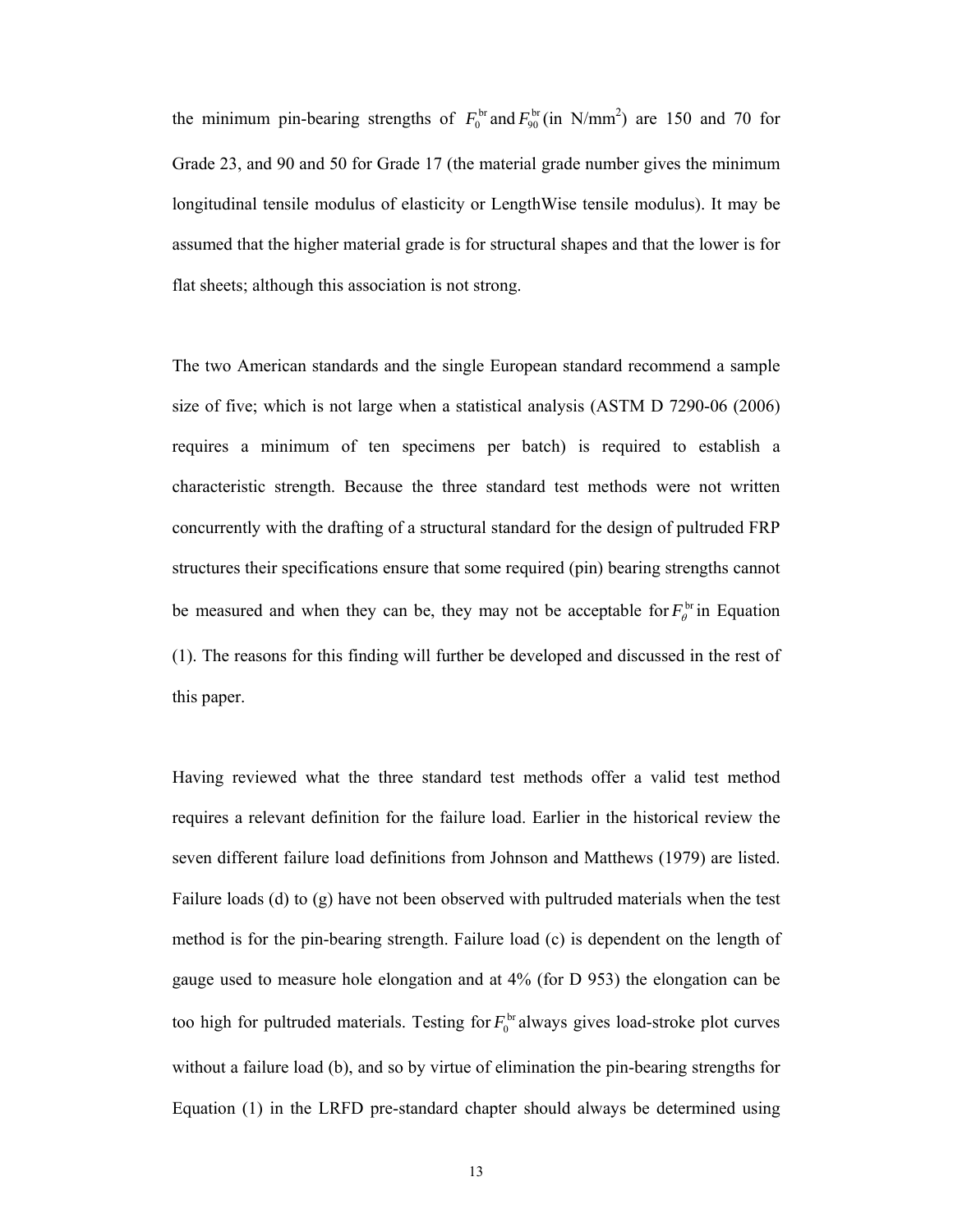the minimum pin-bearing strengths of $F_0^{\text{br}}$ and $F_{90}^{\text{br}}$ (in N/mm$^2$) are 150 and 70 for Grade 23, and 90 and 50 for Grade 17 (the material grade number gives the minimum longitudinal tensile modulus of elasticity or LengthWise tensile modulus). It may be assumed that the higher material grade is for structural shapes and that the lower is for flat sheets; although this association is not strong.

The two American standards and the single European standard recommend a sample size of five; which is not large when a statistical analysis (ASTM D 7290-06 (2006) requires a minimum of ten specimens per batch) is required to establish a characteristic strength. Because the three standard test methods were not written concurrently with the drafting of a structural standard for the design of pultruded FRP structures their specifications ensure that some required (pin) bearing strengths cannot be measured and when they can be, they may not be acceptable for $F_\theta^{\text{br}}$ in Equation (1). The reasons for this finding will further be developed and discussed in the rest of this paper.

Having reviewed what the three standard test methods offer a valid test method requires a relevant definition for the failure load. Earlier in the historical review the seven different failure load definitions from Johnson and Matthews (1979) are listed. Failure loads (d) to (g) have not been observed with pultruded materials when the test method is for the pin-bearing strength. Failure load (c) is dependent on the length of gauge used to measure hole elongation and at 4% (for D 953) the elongation can be too high for pultruded materials. Testing for $F_0^{\text{br}}$ always gives load-stroke plot curves without a failure load (b), and so by virtue of elimination the pin-bearing strengths for Equation (1) in the LRFD pre-standard chapter should always be determined using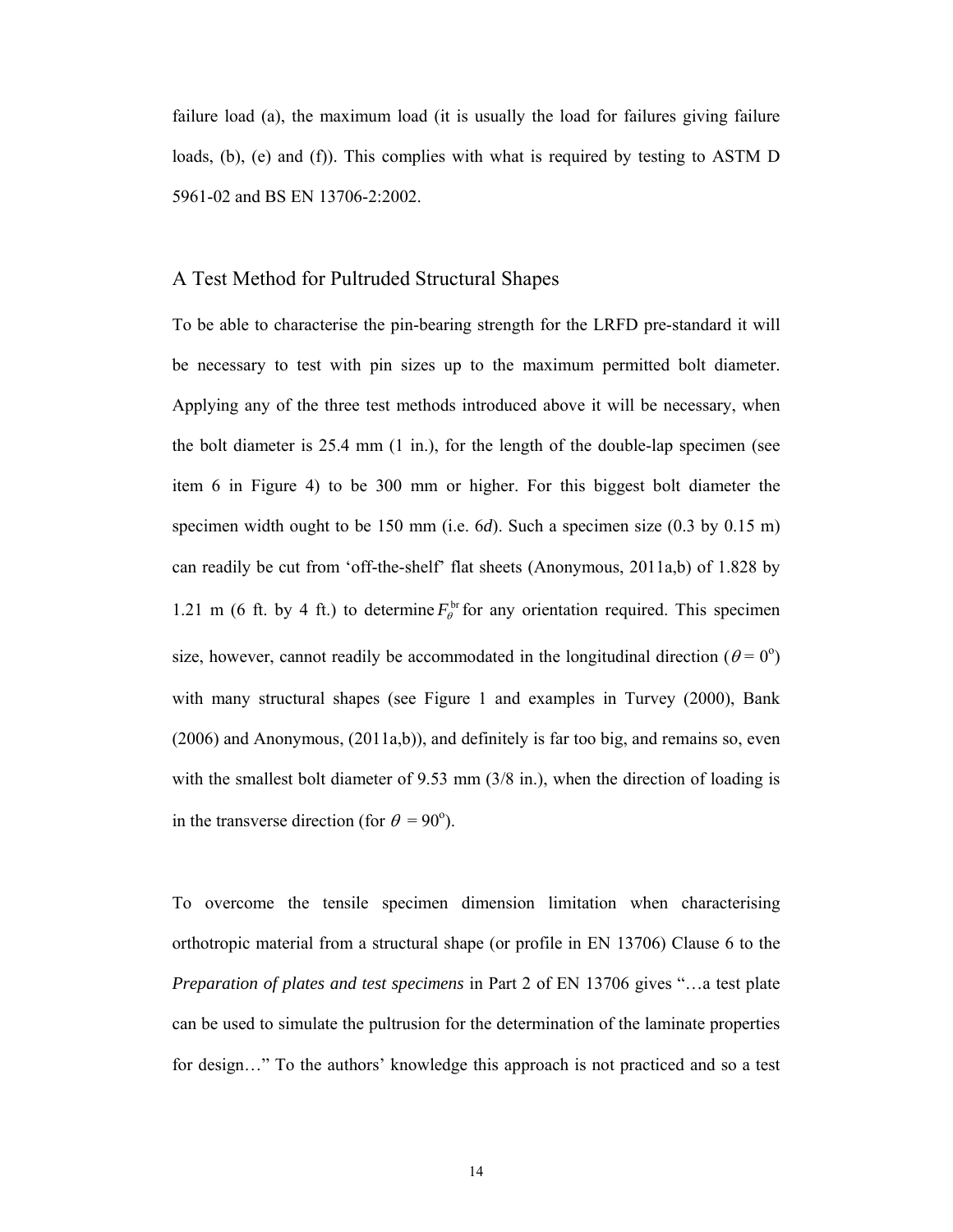failure load (a), the maximum load (it is usually the load for failures giving failure loads, (b), (e) and (f)). This complies with what is required by testing to ASTM D 5961-02 and BS EN 13706-2:2002.

## A Test Method for Pultruded Structural Shapes

To be able to characterise the pin-bearing strength for the LRFD pre-standard it will be necessary to test with pin sizes up to the maximum permitted bolt diameter. Applying any of the three test methods introduced above it will be necessary, when the bolt diameter is 25.4 mm (1 in.), for the length of the double-lap specimen (see item 6 in Figure 4) to be 300 mm or higher. For this biggest bolt diameter the specimen width ought to be 150 mm (i.e. 6*d*). Such a specimen size (0.3 by 0.15 m) can readily be cut from 'off-the-shelf' flat sheets (Anonymous, 2011a,b) of 1.828 by 1.21 m (6 ft. by 4 ft.) to determine $F_{\theta}^{\text{br}}$ for any orientation required. This specimen size, however, cannot readily be accommodated in the longitudinal direction ($\theta = 0^{\text{o}}$) with many structural shapes (see Figure 1 and examples in Turvey (2000), Bank (2006) and Anonymous, (2011a,b)), and definitely is far too big, and remains so, even with the smallest bolt diameter of 9.53 mm (3/8 in.), when the direction of loading is in the transverse direction (for $\theta = 90^{\text{o}}$).

To overcome the tensile specimen dimension limitation when characterising orthotropic material from a structural shape (or profile in EN 13706) Clause 6 to the *Preparation of plates and test specimens* in Part 2 of EN 13706 gives "…a test plate can be used to simulate the pultrusion for the determination of the laminate properties for design…" To the authors' knowledge this approach is not practiced and so a test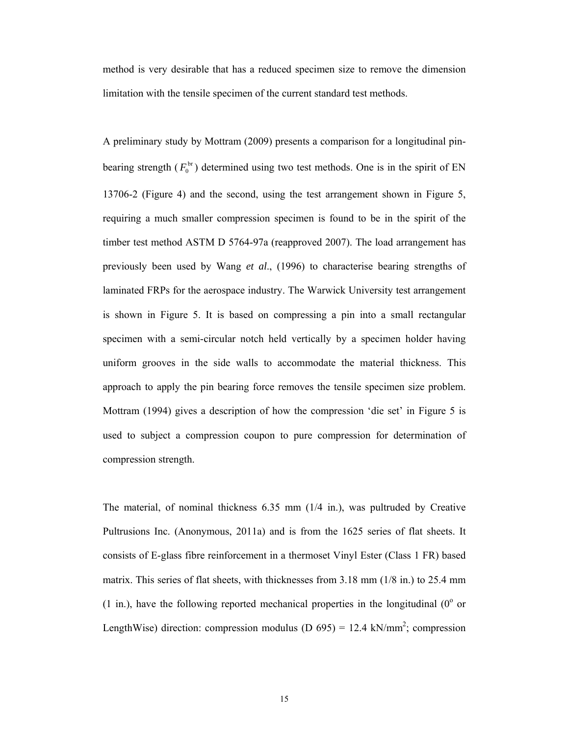method is very desirable that has a reduced specimen size to remove the dimension limitation with the tensile specimen of the current standard test methods.

A preliminary study by Mottram (2009) presents a comparison for a longitudinal pin-bearing strength ($F_0^{\mathrm{br}}$) determined using two test methods. One is in the spirit of EN 13706-2 (Figure 4) and the second, using the test arrangement shown in Figure 5, requiring a much smaller compression specimen is found to be in the spirit of the timber test method ASTM D 5764-97a (reapproved 2007). The load arrangement has previously been used by Wang *et al*., (1996) to characterise bearing strengths of laminated FRPs for the aerospace industry. The Warwick University test arrangement is shown in Figure 5. It is based on compressing a pin into a small rectangular specimen with a semi-circular notch held vertically by a specimen holder having uniform grooves in the side walls to accommodate the material thickness. This approach to apply the pin bearing force removes the tensile specimen size problem. Mottram (1994) gives a description of how the compression 'die set' in Figure 5 is used to subject a compression coupon to pure compression for determination of compression strength.

The material, of nominal thickness 6.35 mm (1/4 in.), was pultruded by Creative Pultrusions Inc. (Anonymous, 2011a) and is from the 1625 series of flat sheets. It consists of E-glass fibre reinforcement in a thermoset Vinyl Ester (Class 1 FR) based matrix. This series of flat sheets, with thicknesses from 3.18 mm (1/8 in.) to 25.4 mm (1 in.), have the following reported mechanical properties in the longitudinal ($0^{\mathrm{o}}$ or LengthWise) direction: compression modulus (D 695) = 12.4 kN/mm$^2$; compression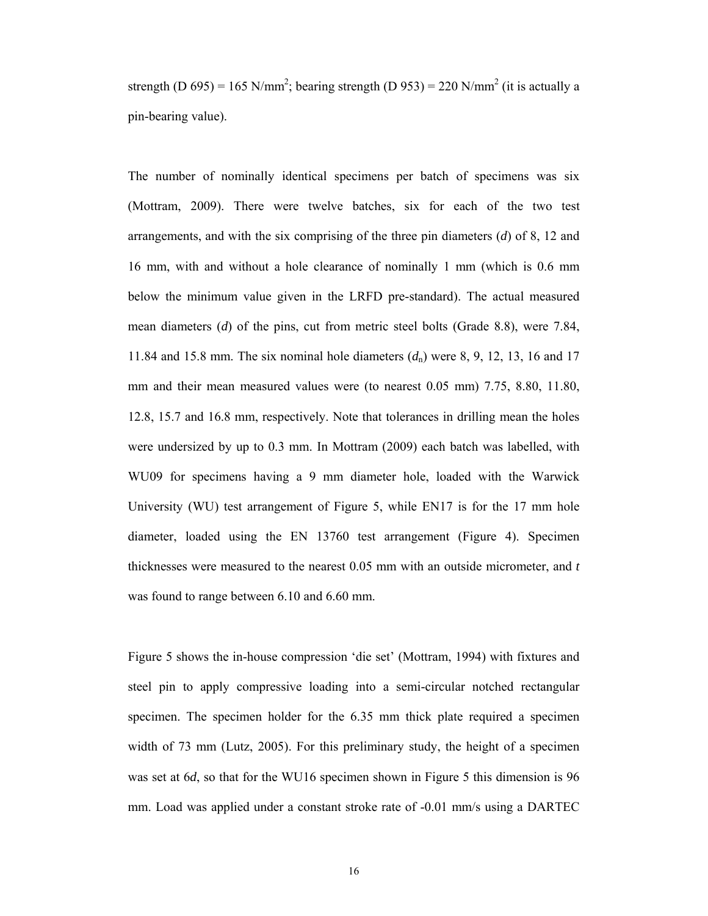strength (D 695) = 165 N/mm$^2$; bearing strength (D 953) = 220 N/mm$^2$ (it is actually a pin-bearing value).

The number of nominally identical specimens per batch of specimens was six (Mottram, 2009). There were twelve batches, six for each of the two test arrangements, and with the six comprising of the three pin diameters ($d$) of 8, 12 and 16 mm, with and without a hole clearance of nominally 1 mm (which is 0.6 mm below the minimum value given in the LRFD pre-standard). The actual measured mean diameters ($d$) of the pins, cut from metric steel bolts (Grade 8.8), were 7.84, 11.84 and 15.8 mm. The six nominal hole diameters ($d_n$) were 8, 9, 12, 13, 16 and 17 mm and their mean measured values were (to nearest 0.05 mm) 7.75, 8.80, 11.80, 12.8, 15.7 and 16.8 mm, respectively. Note that tolerances in drilling mean the holes were undersized by up to 0.3 mm. In Mottram (2009) each batch was labelled, with WU09 for specimens having a 9 mm diameter hole, loaded with the Warwick University (WU) test arrangement of Figure 5, while EN17 is for the 17 mm hole diameter, loaded using the EN 13760 test arrangement (Figure 4). Specimen thicknesses were measured to the nearest 0.05 mm with an outside micrometer, and $t$ was found to range between 6.10 and 6.60 mm.

Figure 5 shows the in-house compression 'die set' (Mottram, 1994) with fixtures and steel pin to apply compressive loading into a semi-circular notched rectangular specimen. The specimen holder for the 6.35 mm thick plate required a specimen width of 73 mm (Lutz, 2005). For this preliminary study, the height of a specimen was set at $6d$, so that for the WU16 specimen shown in Figure 5 this dimension is 96 mm. Load was applied under a constant stroke rate of -0.01 mm/s using a DARTEC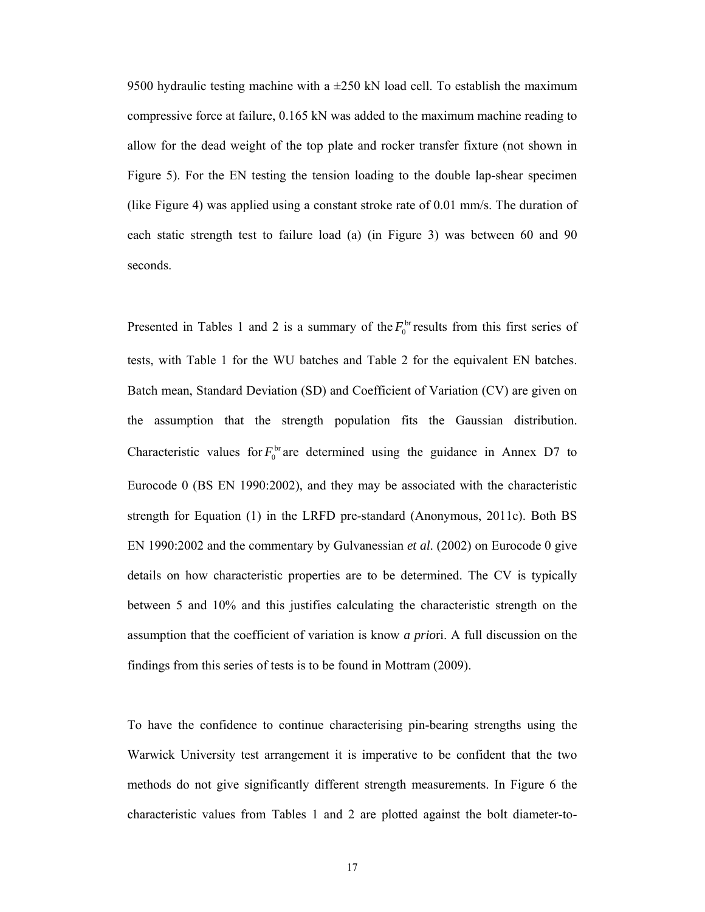9500 hydraulic testing machine with a ±250 kN load cell. To establish the maximum compressive force at failure, 0.165 kN was added to the maximum machine reading to allow for the dead weight of the top plate and rocker transfer fixture (not shown in Figure 5). For the EN testing the tension loading to the double lap-shear specimen (like Figure 4) was applied using a constant stroke rate of 0.01 mm/s. The duration of each static strength test to failure load (a) (in Figure 3) was between 60 and 90 seconds.

Presented in Tables 1 and 2 is a summary of the $F_0^{\text{br}}$ results from this first series of tests, with Table 1 for the WU batches and Table 2 for the equivalent EN batches. Batch mean, Standard Deviation (SD) and Coefficient of Variation (CV) are given on the assumption that the strength population fits the Gaussian distribution. Characteristic values for $F_0^{\text{br}}$ are determined using the guidance in Annex D7 to Eurocode 0 (BS EN 1990:2002), and they may be associated with the characteristic strength for Equation (1) in the LRFD pre-standard (Anonymous, 2011c). Both BS EN 1990:2002 and the commentary by Gulvanessian *et al*. (2002) on Eurocode 0 give details on how characteristic properties are to be determined. The CV is typically between 5 and 10% and this justifies calculating the characteristic strength on the assumption that the coefficient of variation is know *a prio*ri. A full discussion on the findings from this series of tests is to be found in Mottram (2009).

To have the confidence to continue characterising pin-bearing strengths using the Warwick University test arrangement it is imperative to be confident that the two methods do not give significantly different strength measurements. In Figure 6 the characteristic values from Tables 1 and 2 are plotted against the bolt diameter-to-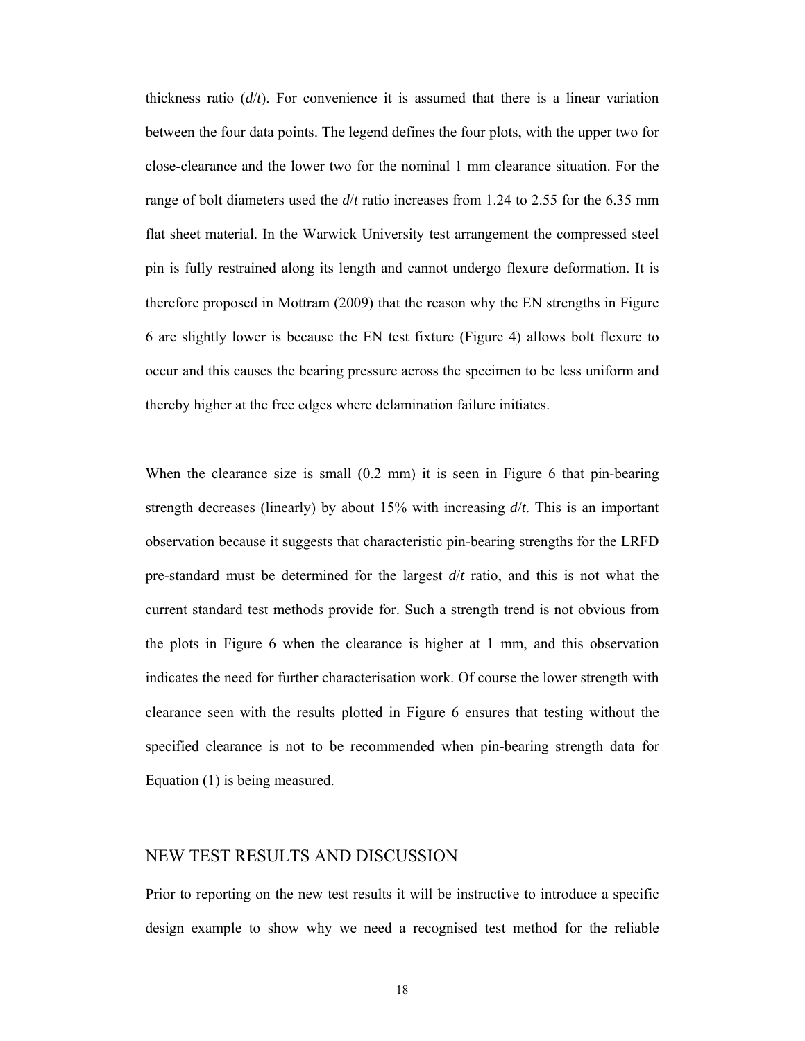thickness ratio ($d/t$). For convenience it is assumed that there is a linear variation between the four data points. The legend defines the four plots, with the upper two for close-clearance and the lower two for the nominal 1 mm clearance situation. For the range of bolt diameters used the $d/t$ ratio increases from 1.24 to 2.55 for the 6.35 mm flat sheet material. In the Warwick University test arrangement the compressed steel pin is fully restrained along its length and cannot undergo flexure deformation. It is therefore proposed in Mottram (2009) that the reason why the EN strengths in Figure 6 are slightly lower is because the EN test fixture (Figure 4) allows bolt flexure to occur and this causes the bearing pressure across the specimen to be less uniform and thereby higher at the free edges where delamination failure initiates.

When the clearance size is small (0.2 mm) it is seen in Figure 6 that pin-bearing strength decreases (linearly) by about 15% with increasing $d/t$. This is an important observation because it suggests that characteristic pin-bearing strengths for the LRFD pre-standard must be determined for the largest $d/t$ ratio, and this is not what the current standard test methods provide for. Such a strength trend is not obvious from the plots in Figure 6 when the clearance is higher at 1 mm, and this observation indicates the need for further characterisation work. Of course the lower strength with clearance seen with the results plotted in Figure 6 ensures that testing without the specified clearance is not to be recommended when pin-bearing strength data for Equation (1) is being measured.

## NEW TEST RESULTS AND DISCUSSION

Prior to reporting on the new test results it will be instructive to introduce a specific design example to show why we need a recognised test method for the reliable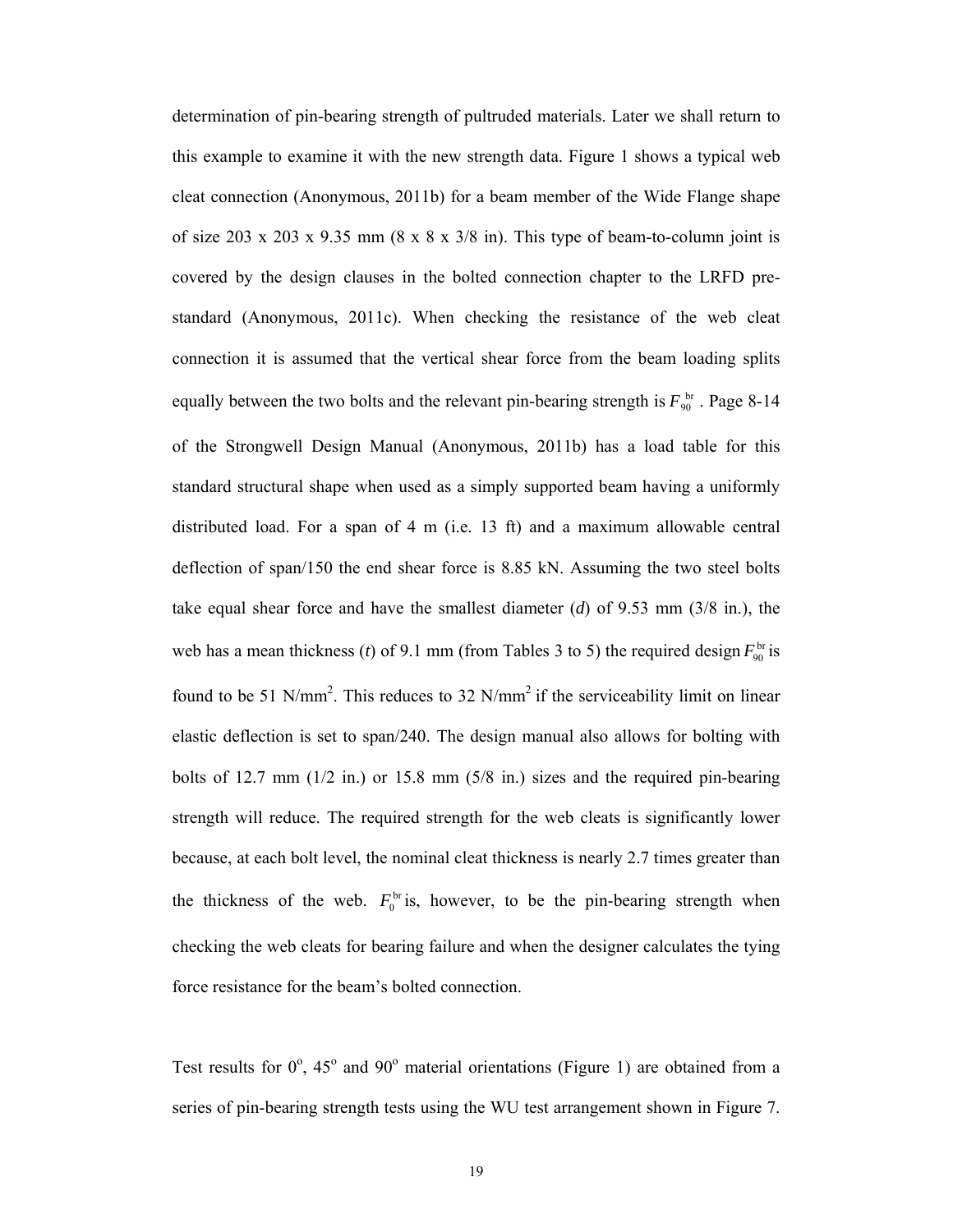determination of pin-bearing strength of pultruded materials. Later we shall return to this example to examine it with the new strength data. Figure 1 shows a typical web cleat connection (Anonymous, 2011b) for a beam member of the Wide Flange shape of size 203 x 203 x 9.35 mm (8 x 8 x 3/8 in). This type of beam-to-column joint is covered by the design clauses in the bolted connection chapter to the LRFD pre-standard (Anonymous, 2011c). When checking the resistance of the web cleat connection it is assumed that the vertical shear force from the beam loading splits equally between the two bolts and the relevant pin-bearing strength is $F_{90}^{\mathrm{br}}$ . Page 8-14 of the Strongwell Design Manual (Anonymous, 2011b) has a load table for this standard structural shape when used as a simply supported beam having a uniformly distributed load. For a span of 4 m (i.e. 13 ft) and a maximum allowable central deflection of span/150 the end shear force is 8.85 kN. Assuming the two steel bolts take equal shear force and have the smallest diameter (*d*) of 9.53 mm (3/8 in.), the web has a mean thickness (*t*) of 9.1 mm (from Tables 3 to 5) the required design $F_{90}^{\mathrm{br}}$ is found to be 51 N/mm$^2$. This reduces to 32 N/mm$^2$ if the serviceability limit on linear elastic deflection is set to span/240. The design manual also allows for bolting with bolts of 12.7 mm (1/2 in.) or 15.8 mm (5/8 in.) sizes and the required pin-bearing strength will reduce. The required strength for the web cleats is significantly lower because, at each bolt level, the nominal cleat thickness is nearly 2.7 times greater than the thickness of the web. $F_{0}^{\mathrm{br}}$ is, however, to be the pin-bearing strength when checking the web cleats for bearing failure and when the designer calculates the tying force resistance for the beam's bolted connection.

Test results for 0$^{\circ}$, 45$^{\circ}$ and 90$^{\circ}$ material orientations (Figure 1) are obtained from a series of pin-bearing strength tests using the WU test arrangement shown in Figure 7.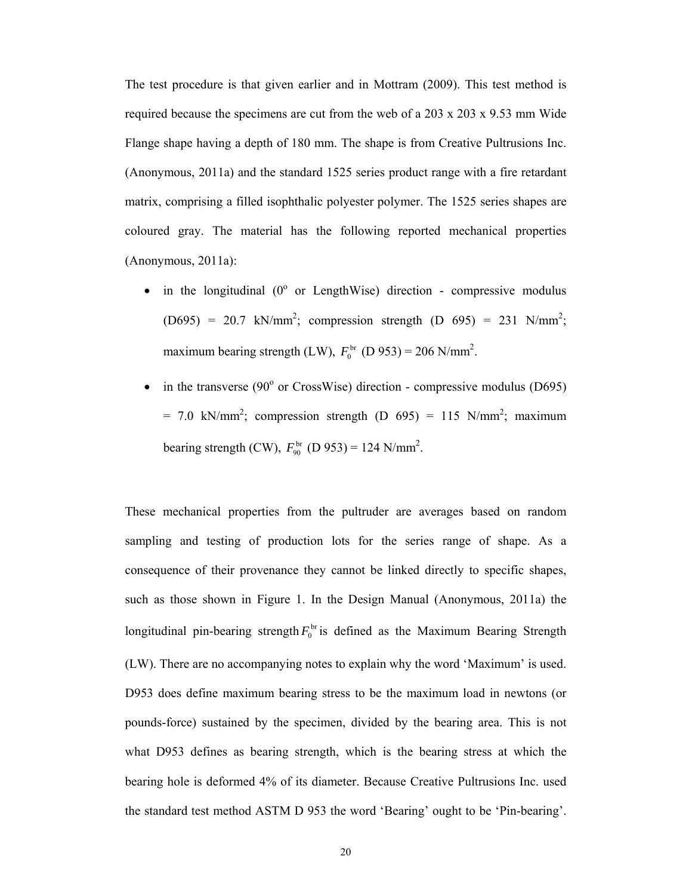The test procedure is that given earlier and in Mottram (2009). This test method is required because the specimens are cut from the web of a 203 x 203 x 9.53 mm Wide Flange shape having a depth of 180 mm. The shape is from Creative Pultrusions Inc. (Anonymous, 2011a) and the standard 1525 series product range with a fire retardant matrix, comprising a filled isophthalic polyester polymer. The 1525 series shapes are coloured gray. The material has the following reported mechanical properties (Anonymous, 2011a):

- in the longitudinal ($0^o$ or LengthWise) direction - compressive modulus (D695) = 20.7 kN/mm$^2$; compression strength (D 695) = 231 N/mm$^2$; maximum bearing strength (LW), $F_0^{\mathrm{br}}$ (D 953) = 206 N/mm$^2$.
- in the transverse ($90^o$ or CrossWise) direction - compressive modulus (D695) = 7.0 kN/mm$^2$; compression strength (D 695) = 115 N/mm$^2$; maximum bearing strength (CW), $F_{90}^{\mathrm{br}}$ (D 953) = 124 N/mm$^2$.

These mechanical properties from the pultruder are averages based on random sampling and testing of production lots for the series range of shape. As a consequence of their provenance they cannot be linked directly to specific shapes, such as those shown in Figure 1. In the Design Manual (Anonymous, 2011a) the longitudinal pin-bearing strength $F_0^{\mathrm{br}}$ is defined as the Maximum Bearing Strength (LW). There are no accompanying notes to explain why the word 'Maximum' is used. D953 does define maximum bearing stress to be the maximum load in newtons (or pounds-force) sustained by the specimen, divided by the bearing area. This is not what D953 defines as bearing strength, which is the bearing stress at which the bearing hole is deformed 4% of its diameter. Because Creative Pultrusions Inc. used the standard test method ASTM D 953 the word 'Bearing' ought to be 'Pin-bearing'.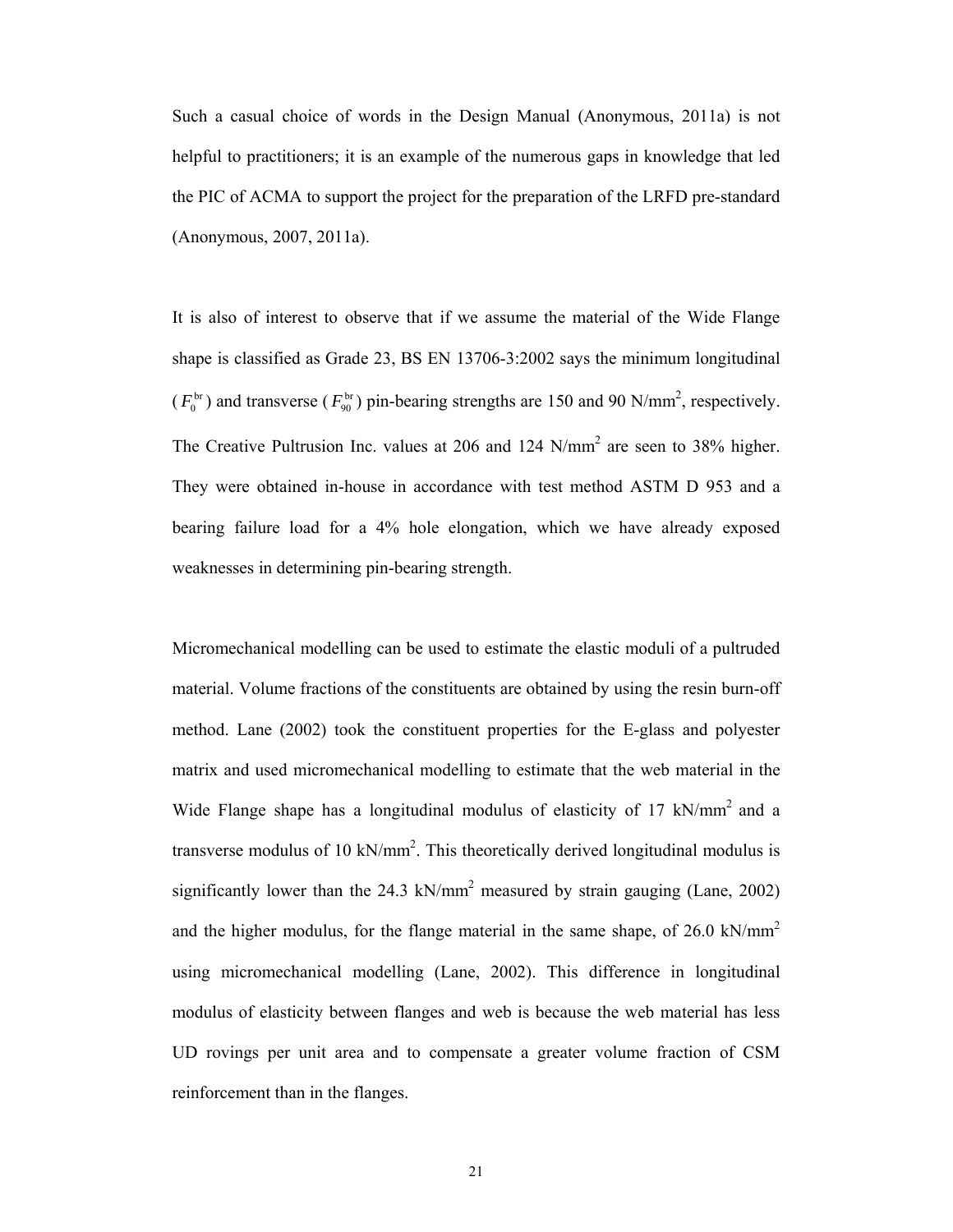Such a casual choice of words in the Design Manual (Anonymous, 2011a) is not helpful to practitioners; it is an example of the numerous gaps in knowledge that led the PIC of ACMA to support the project for the preparation of the LRFD pre-standard (Anonymous, 2007, 2011a).

It is also of interest to observe that if we assume the material of the Wide Flange shape is classified as Grade 23, BS EN 13706-3:2002 says the minimum longitudinal ($F_0^{\mathrm{br}}$) and transverse ($F_{90}^{\mathrm{br}}$) pin-bearing strengths are 150 and 90 N/mm$^2$, respectively. The Creative Pultrusion Inc. values at 206 and 124 N/mm$^2$ are seen to 38% higher. They were obtained in-house in accordance with test method ASTM D 953 and a bearing failure load for a 4% hole elongation, which we have already exposed weaknesses in determining pin-bearing strength.

Micromechanical modelling can be used to estimate the elastic moduli of a pultruded material. Volume fractions of the constituents are obtained by using the resin burn-off method. Lane (2002) took the constituent properties for the E-glass and polyester matrix and used micromechanical modelling to estimate that the web material in the Wide Flange shape has a longitudinal modulus of elasticity of 17 kN/mm$^2$ and a transverse modulus of 10 kN/mm$^2$. This theoretically derived longitudinal modulus is significantly lower than the 24.3 kN/mm$^2$ measured by strain gauging (Lane, 2002) and the higher modulus, for the flange material in the same shape, of 26.0 kN/mm$^2$ using micromechanical modelling (Lane, 2002). This difference in longitudinal modulus of elasticity between flanges and web is because the web material has less UD rovings per unit area and to compensate a greater volume fraction of CSM reinforcement than in the flanges.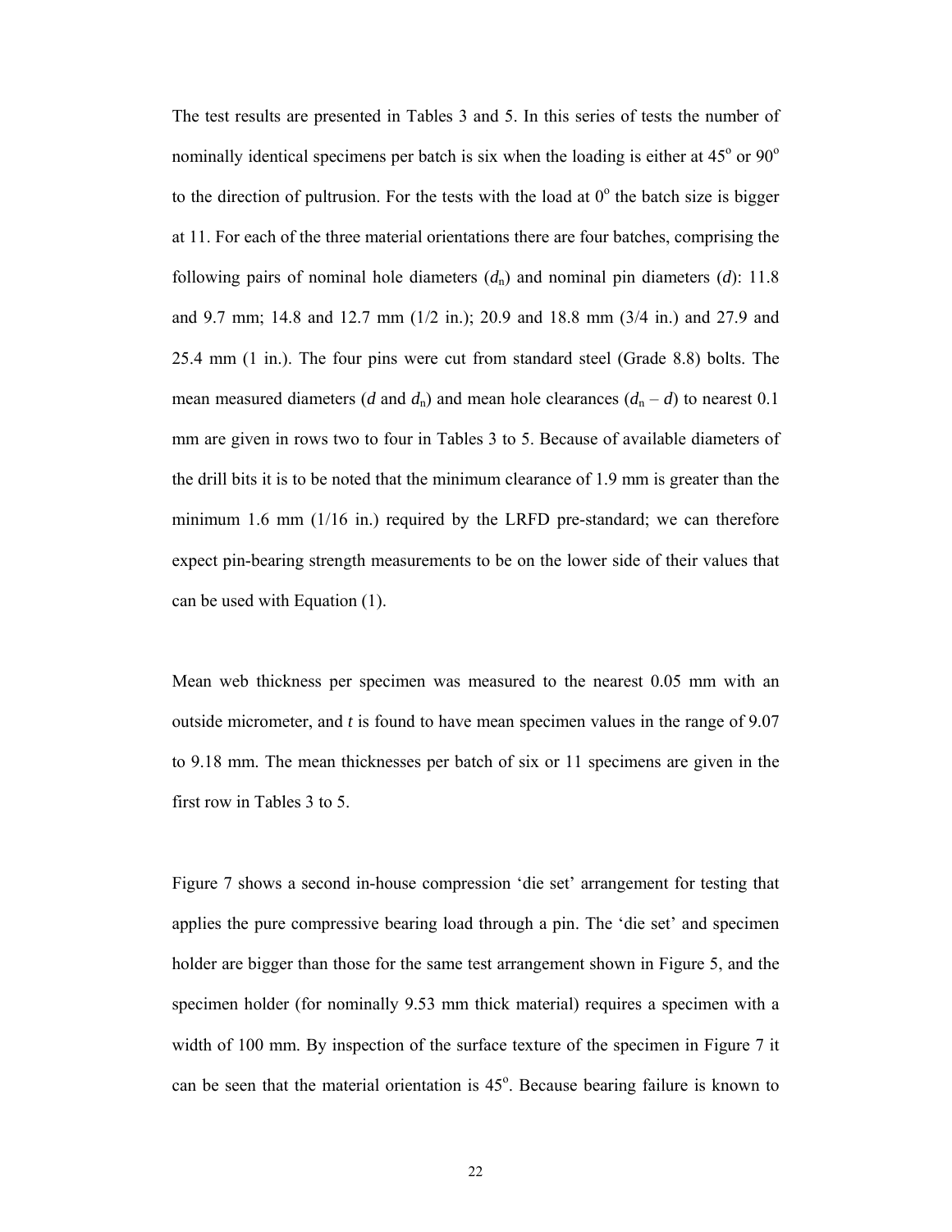The test results are presented in Tables 3 and 5. In this series of tests the number of nominally identical specimens per batch is six when the loading is either at 45$^{o}$ or 90$^{o}$ to the direction of pultrusion. For the tests with the load at 0$^{o}$ the batch size is bigger at 11. For each of the three material orientations there are four batches, comprising the following pairs of nominal hole diameters ($d_n$) and nominal pin diameters ($d$): 11.8 and 9.7 mm; 14.8 and 12.7 mm (1/2 in.); 20.9 and 18.8 mm (3/4 in.) and 27.9 and 25.4 mm (1 in.). The four pins were cut from standard steel (Grade 8.8) bolts. The mean measured diameters ($d$ and $d_n$) and mean hole clearances ($d_n – d$) to nearest 0.1 mm are given in rows two to four in Tables 3 to 5. Because of available diameters of the drill bits it is to be noted that the minimum clearance of 1.9 mm is greater than the minimum 1.6 mm (1/16 in.) required by the LRFD pre-standard; we can therefore expect pin-bearing strength measurements to be on the lower side of their values that can be used with Equation (1).

Mean web thickness per specimen was measured to the nearest 0.05 mm with an outside micrometer, and $t$ is found to have mean specimen values in the range of 9.07 to 9.18 mm. The mean thicknesses per batch of six or 11 specimens are given in the first row in Tables 3 to 5.

Figure 7 shows a second in-house compression 'die set' arrangement for testing that applies the pure compressive bearing load through a pin. The 'die set' and specimen holder are bigger than those for the same test arrangement shown in Figure 5, and the specimen holder (for nominally 9.53 mm thick material) requires a specimen with a width of 100 mm. By inspection of the surface texture of the specimen in Figure 7 it can be seen that the material orientation is 45$^{o}$. Because bearing failure is known to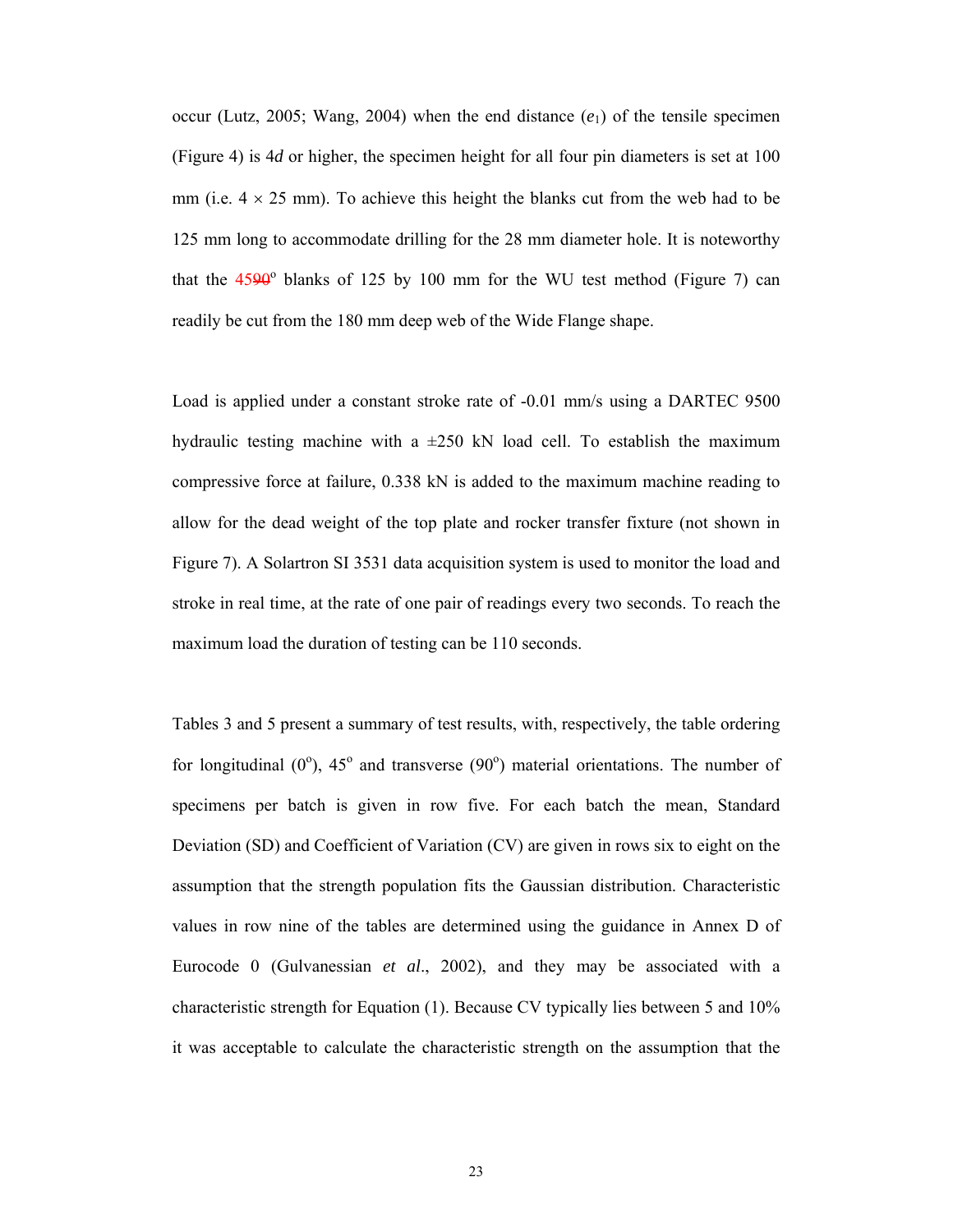occur (Lutz, 2005; Wang, 2004) when the end distance ($e_1$) of the tensile specimen (Figure 4) is 4*d* or higher, the specimen height for all four pin diameters is set at 100 mm (i.e. 4 × 25 mm). To achieve this height the blanks cut from the web had to be 125 mm long to accommodate drilling for the 28 mm diameter hole. It is noteworthy that the ~~90~~45° blanks of 125 by 100 mm for the WU test method (Figure 7) can readily be cut from the 180 mm deep web of the Wide Flange shape.

Load is applied under a constant stroke rate of -0.01 mm/s using a DARTEC 9500 hydraulic testing machine with a ±250 kN load cell. To establish the maximum compressive force at failure, 0.338 kN is added to the maximum machine reading to allow for the dead weight of the top plate and rocker transfer fixture (not shown in Figure 7). A Solartron SI 3531 data acquisition system is used to monitor the load and stroke in real time, at the rate of one pair of readings every two seconds. To reach the maximum load the duration of testing can be 110 seconds.

Tables 3 and 5 present a summary of test results, with, respectively, the table ordering for longitudinal (0°), 45° and transverse (90°) material orientations. The number of specimens per batch is given in row five. For each batch the mean, Standard Deviation (SD) and Coefficient of Variation (CV) are given in rows six to eight on the assumption that the strength population fits the Gaussian distribution. Characteristic values in row nine of the tables are determined using the guidance in Annex D of Eurocode 0 (Gulvanessian *et al*., 2002), and they may be associated with a characteristic strength for Equation (1). Because CV typically lies between 5 and 10% it was acceptable to calculate the characteristic strength on the assumption that the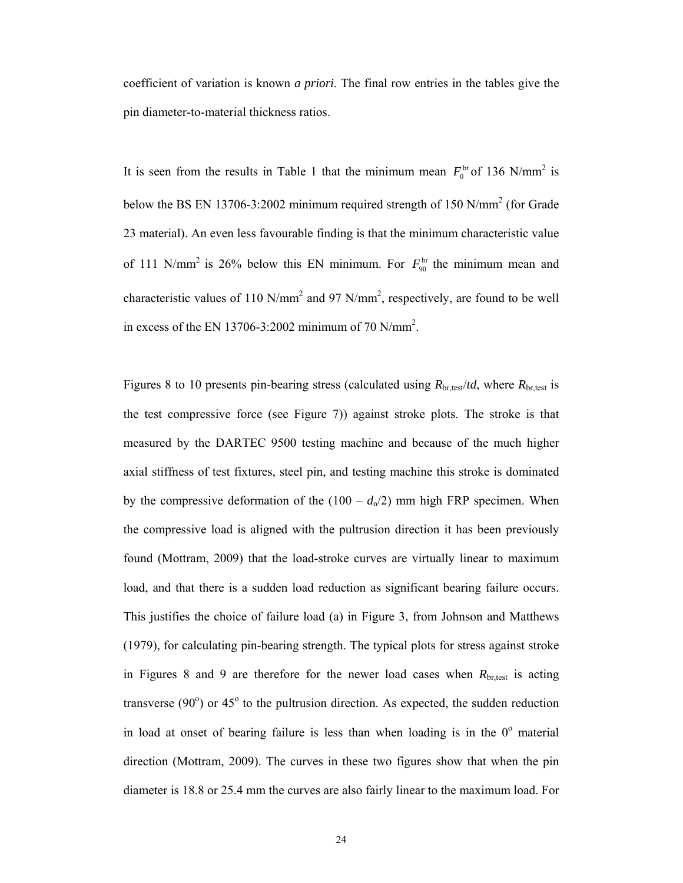coefficient of variation is known *a priori*. The final row entries in the tables give the pin diameter-to-material thickness ratios.

It is seen from the results in Table 1 that the minimum mean $F_0^{\mathrm{br}}$ of 136 N/mm$^2$ is below the BS EN 13706-3:2002 minimum required strength of 150 N/mm$^2$ (for Grade 23 material). An even less favourable finding is that the minimum characteristic value of 111 N/mm$^2$ is 26% below this EN minimum. For $F_{90}^{\mathrm{br}}$ the minimum mean and characteristic values of 110 N/mm$^2$ and 97 N/mm$^2$, respectively, are found to be well in excess of the EN 13706-3:2002 minimum of 70 N/mm$^2$.

Figures 8 to 10 presents pin-bearing stress (calculated using $R_{\mathrm{br,test}}/td$, where $R_{\mathrm{br,test}}$ is the test compressive force (see Figure 7)) against stroke plots. The stroke is that measured by the DARTEC 9500 testing machine and because of the much higher axial stiffness of test fixtures, steel pin, and testing machine this stroke is dominated by the compressive deformation of the $(100 - d_{\mathrm{n}}/2)$ mm high FRP specimen. When the compressive load is aligned with the pultrusion direction it has been previously found (Mottram, 2009) that the load-stroke curves are virtually linear to maximum load, and that there is a sudden load reduction as significant bearing failure occurs. This justifies the choice of failure load (a) in Figure 3, from Johnson and Matthews (1979), for calculating pin-bearing strength. The typical plots for stress against stroke in Figures 8 and 9 are therefore for the newer load cases when $R_{\mathrm{br,test}}$ is acting transverse (90$^{\mathrm{o}}$) or 45$^{\mathrm{o}}$ to the pultrusion direction. As expected, the sudden reduction in load at onset of bearing failure is less than when loading is in the 0$^{\mathrm{o}}$ material direction (Mottram, 2009). The curves in these two figures show that when the pin diameter is 18.8 or 25.4 mm the curves are also fairly linear to the maximum load. For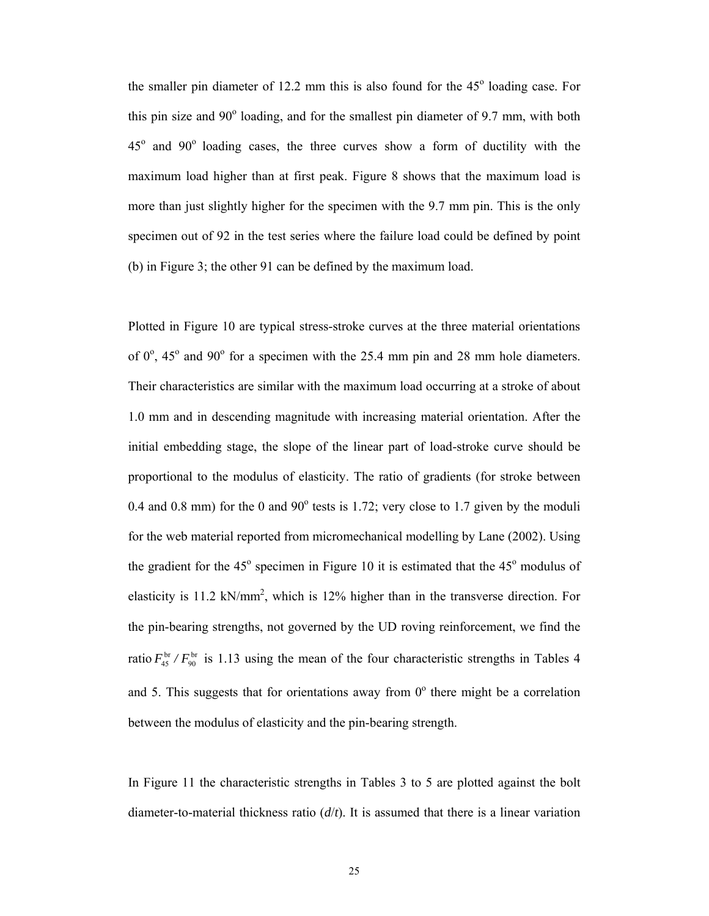the smaller pin diameter of 12.2 mm this is also found for the 45$^{o}$ loading case. For this pin size and 90$^{o}$ loading, and for the smallest pin diameter of 9.7 mm, with both 45$^{o}$ and 90$^{o}$ loading cases, the three curves show a form of ductility with the maximum load higher than at first peak. Figure 8 shows that the maximum load is more than just slightly higher for the specimen with the 9.7 mm pin. This is the only specimen out of 92 in the test series where the failure load could be defined by point (b) in Figure 3; the other 91 can be defined by the maximum load.

Plotted in Figure 10 are typical stress-stroke curves at the three material orientations of 0$^{o}$, 45$^{o}$ and 90$^{o}$ for a specimen with the 25.4 mm pin and 28 mm hole diameters. Their characteristics are similar with the maximum load occurring at a stroke of about 1.0 mm and in descending magnitude with increasing material orientation. After the initial embedding stage, the slope of the linear part of load-stroke curve should be proportional to the modulus of elasticity. The ratio of gradients (for stroke between 0.4 and 0.8 mm) for the 0 and 90$^{o}$ tests is 1.72; very close to 1.7 given by the moduli for the web material reported from micromechanical modelling by Lane (2002). Using the gradient for the 45$^{o}$ specimen in Figure 10 it is estimated that the 45$^{o}$ modulus of elasticity is 11.2 kN/mm$^{2}$, which is 12% higher than in the transverse direction. For the pin-bearing strengths, not governed by the UD roving reinforcement, we find the ratio $F_{45}^{\mathrm{br}} / F_{90}^{\mathrm{br}}$ is 1.13 using the mean of the four characteristic strengths in Tables 4 and 5. This suggests that for orientations away from 0$^{o}$ there might be a correlation between the modulus of elasticity and the pin-bearing strength.

In Figure 11 the characteristic strengths in Tables 3 to 5 are plotted against the bolt diameter-to-material thickness ratio ($d/t$). It is assumed that there is a linear variation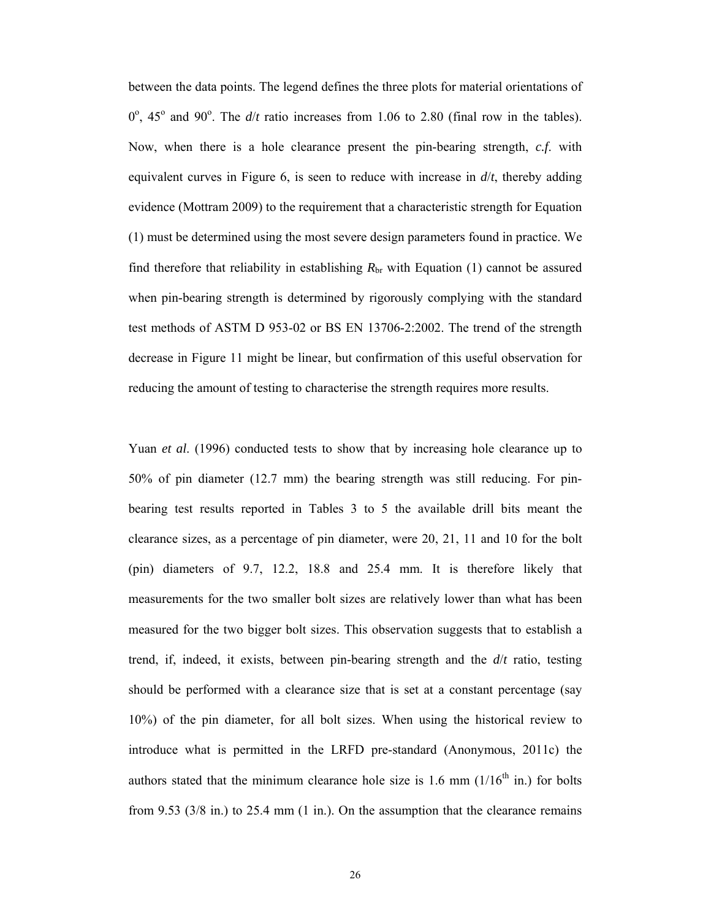between the data points. The legend defines the three plots for material orientations of $0^{o}$, $45^{o}$ and $90^{o}$. The $d/t$ ratio increases from 1.06 to 2.80 (final row in the tables). Now, when there is a hole clearance present the pin-bearing strength, *c.f.* with equivalent curves in Figure 6, is seen to reduce with increase in $d/t$, thereby adding evidence (Mottram 2009) to the requirement that a characteristic strength for Equation (1) must be determined using the most severe design parameters found in practice. We find therefore that reliability in establishing $R_{br}$ with Equation (1) cannot be assured when pin-bearing strength is determined by rigorously complying with the standard test methods of ASTM D 953-02 or BS EN 13706-2:2002. The trend of the strength decrease in Figure 11 might be linear, but confirmation of this useful observation for reducing the amount of testing to characterise the strength requires more results.

Yuan *et al*. (1996) conducted tests to show that by increasing hole clearance up to 50% of pin diameter (12.7 mm) the bearing strength was still reducing. For pin-bearing test results reported in Tables 3 to 5 the available drill bits meant the clearance sizes, as a percentage of pin diameter, were 20, 21, 11 and 10 for the bolt (pin) diameters of 9.7, 12.2, 18.8 and 25.4 mm. It is therefore likely that measurements for the two smaller bolt sizes are relatively lower than what has been measured for the two bigger bolt sizes. This observation suggests that to establish a trend, if, indeed, it exists, between pin-bearing strength and the $d/t$ ratio, testing should be performed with a clearance size that is set at a constant percentage (say 10%) of the pin diameter, for all bolt sizes. When using the historical review to introduce what is permitted in the LRFD pre-standard (Anonymous, 2011c) the authors stated that the minimum clearance hole size is 1.6 mm ($1/16^{th}$ in.) for bolts from 9.53 (3/8 in.) to 25.4 mm (1 in.). On the assumption that the clearance remains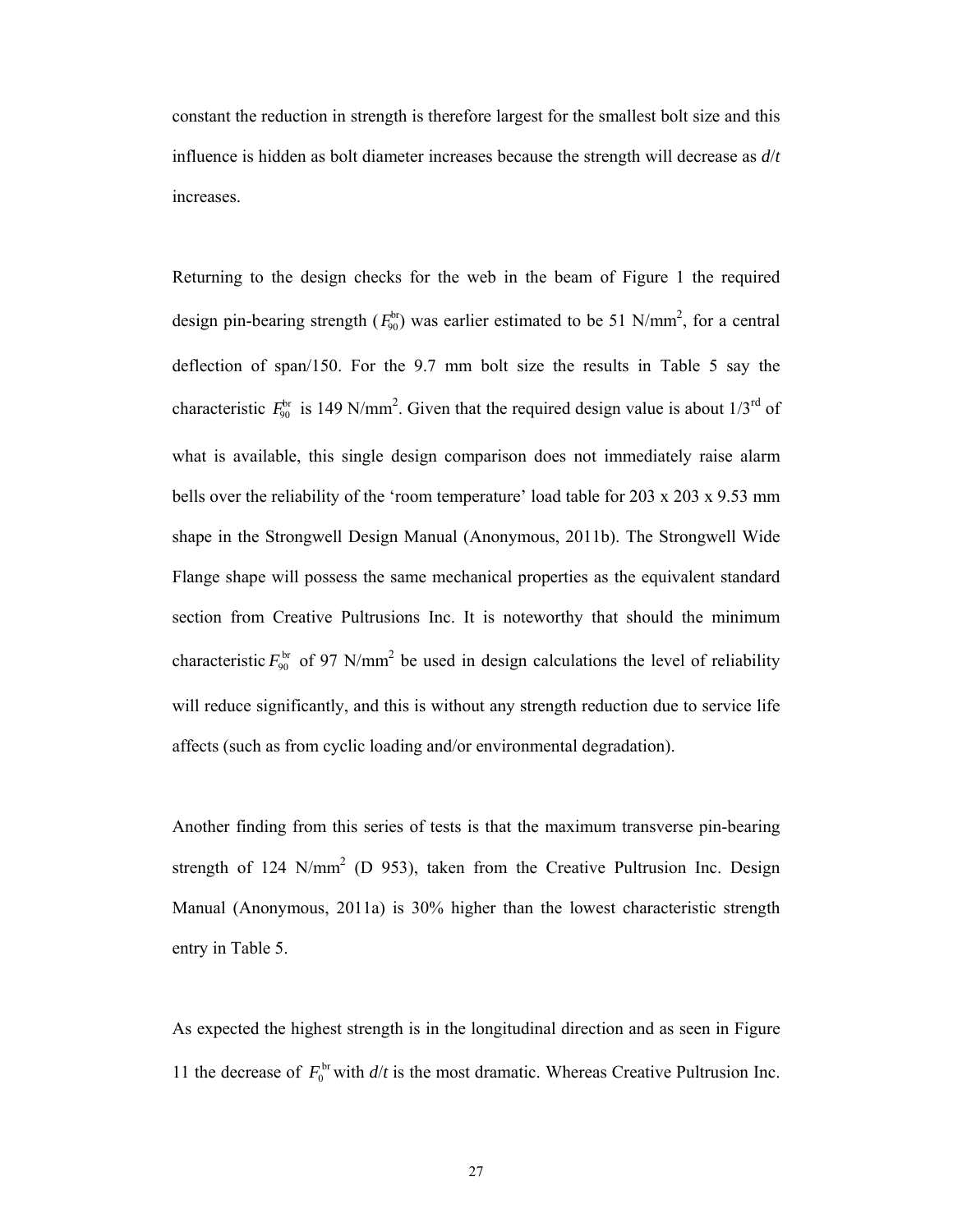constant the reduction in strength is therefore largest for the smallest bolt size and this influence is hidden as bolt diameter increases because the strength will decrease as *d*/*t* increases.

Returning to the design checks for the web in the beam of Figure 1 the required design pin-bearing strength ($F_{90}^{\mathrm{br}}$) was earlier estimated to be 51 N/mm$^2$, for a central deflection of span/150. For the 9.7 mm bolt size the results in Table 5 say the characteristic $F_{90}^{\mathrm{br}}$ is 149 N/mm$^2$. Given that the required design value is about 1/3rd of what is available, this single design comparison does not immediately raise alarm bells over the reliability of the 'room temperature' load table for 203 x 203 x 9.53 mm shape in the Strongwell Design Manual (Anonymous, 2011b). The Strongwell Wide Flange shape will possess the same mechanical properties as the equivalent standard section from Creative Pultrusions Inc. It is noteworthy that should the minimum characteristic $F_{90}^{\mathrm{br}}$ of 97 N/mm$^2$ be used in design calculations the level of reliability will reduce significantly, and this is without any strength reduction due to service life affects (such as from cyclic loading and/or environmental degradation).

Another finding from this series of tests is that the maximum transverse pin-bearing strength of 124 N/mm$^2$ (D 953), taken from the Creative Pultrusion Inc. Design Manual (Anonymous, 2011a) is 30% higher than the lowest characteristic strength entry in Table 5.

As expected the highest strength is in the longitudinal direction and as seen in Figure 11 the decrease of $F_{0}^{\mathrm{br}}$ with *d*/*t* is the most dramatic. Whereas Creative Pultrusion Inc.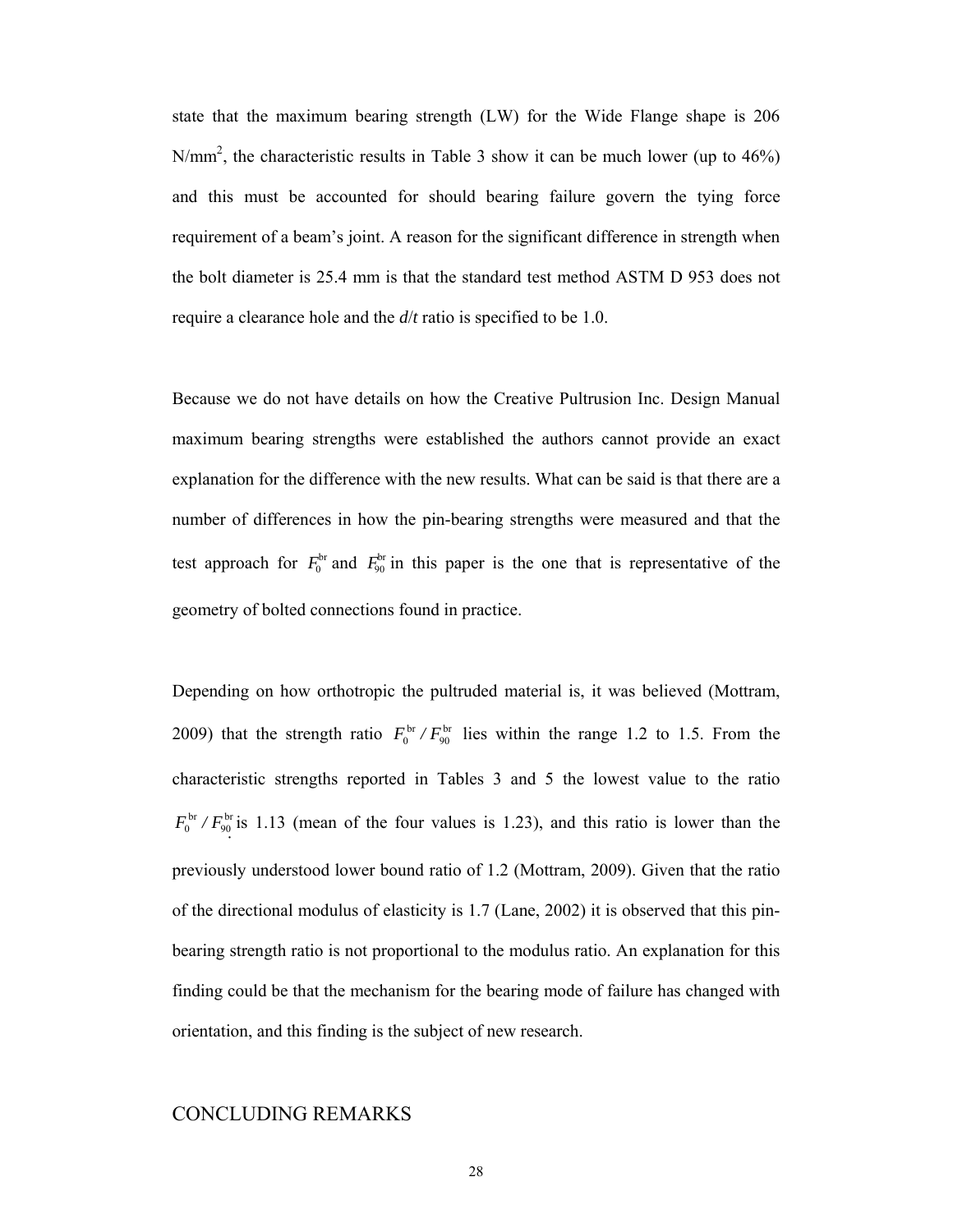state that the maximum bearing strength (LW) for the Wide Flange shape is 206 N/mm$^2$, the characteristic results in Table 3 show it can be much lower (up to 46%) and this must be accounted for should bearing failure govern the tying force requirement of a beam's joint. A reason for the significant difference in strength when the bolt diameter is 25.4 mm is that the standard test method ASTM D 953 does not require a clearance hole and the *d*/*t* ratio is specified to be 1.0.

Because we do not have details on how the Creative Pultrusion Inc. Design Manual maximum bearing strengths were established the authors cannot provide an exact explanation for the difference with the new results. What can be said is that there are a number of differences in how the pin-bearing strengths were measured and that the test approach for $F_0^{\mathrm{br}}$ and $F_{90}^{\mathrm{br}}$ in this paper is the one that is representative of the geometry of bolted connections found in practice.

Depending on how orthotropic the pultruded material is, it was believed (Mottram, 2009) that the strength ratio $F_0^{\mathrm{br}} / F_{90}^{\mathrm{br}}$ lies within the range 1.2 to 1.5. From the characteristic strengths reported in Tables 3 and 5 the lowest value to the ratio $F_0^{\mathrm{br}} / F_{90}^{\mathrm{br}}$ is 1.13 (mean of the four values is 1.23), and this ratio is lower than the previously understood lower bound ratio of 1.2 (Mottram, 2009). Given that the ratio of the directional modulus of elasticity is 1.7 (Lane, 2002) it is observed that this pin-bearing strength ratio is not proportional to the modulus ratio. An explanation for this finding could be that the mechanism for the bearing mode of failure has changed with orientation, and this finding is the subject of new research.

## CONCLUDING REMARKS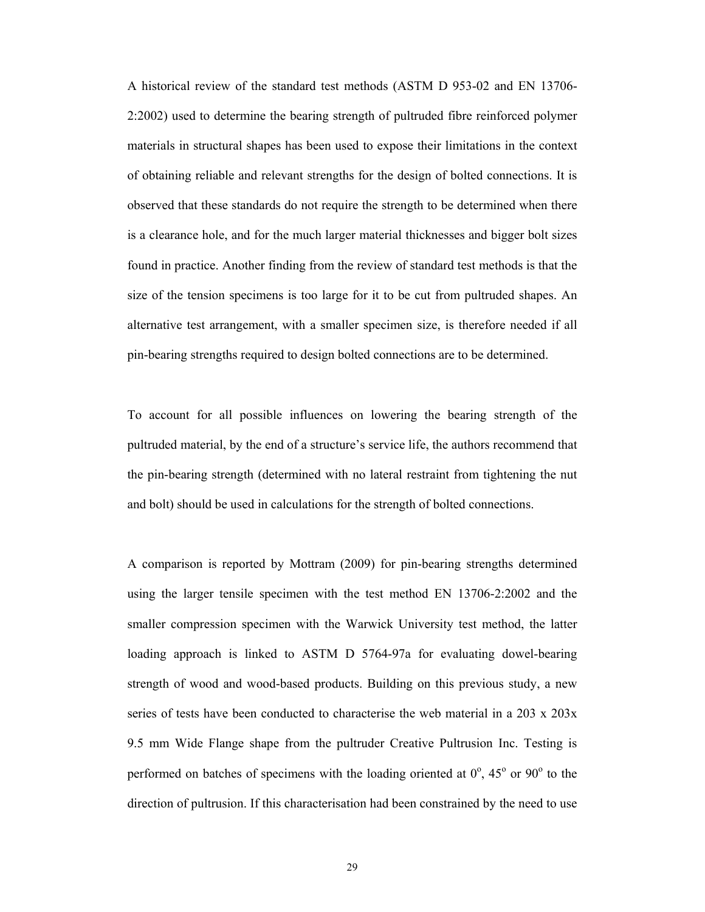A historical review of the standard test methods (ASTM D 953-02 and EN 13706-2:2002) used to determine the bearing strength of pultruded fibre reinforced polymer materials in structural shapes has been used to expose their limitations in the context of obtaining reliable and relevant strengths for the design of bolted connections. It is observed that these standards do not require the strength to be determined when there is a clearance hole, and for the much larger material thicknesses and bigger bolt sizes found in practice. Another finding from the review of standard test methods is that the size of the tension specimens is too large for it to be cut from pultruded shapes. An alternative test arrangement, with a smaller specimen size, is therefore needed if all pin-bearing strengths required to design bolted connections are to be determined.

To account for all possible influences on lowering the bearing strength of the pultruded material, by the end of a structure's service life, the authors recommend that the pin-bearing strength (determined with no lateral restraint from tightening the nut and bolt) should be used in calculations for the strength of bolted connections.

A comparison is reported by Mottram (2009) for pin-bearing strengths determined using the larger tensile specimen with the test method EN 13706-2:2002 and the smaller compression specimen with the Warwick University test method, the latter loading approach is linked to ASTM D 5764-97a for evaluating dowel-bearing strength of wood and wood-based products. Building on this previous study, a new series of tests have been conducted to characterise the web material in a 203 x 203x 9.5 mm Wide Flange shape from the pultruder Creative Pultrusion Inc. Testing is performed on batches of specimens with the loading oriented at $0^{o}$, $45^{o}$ or $90^{o}$ to the direction of pultrusion. If this characterisation had been constrained by the need to use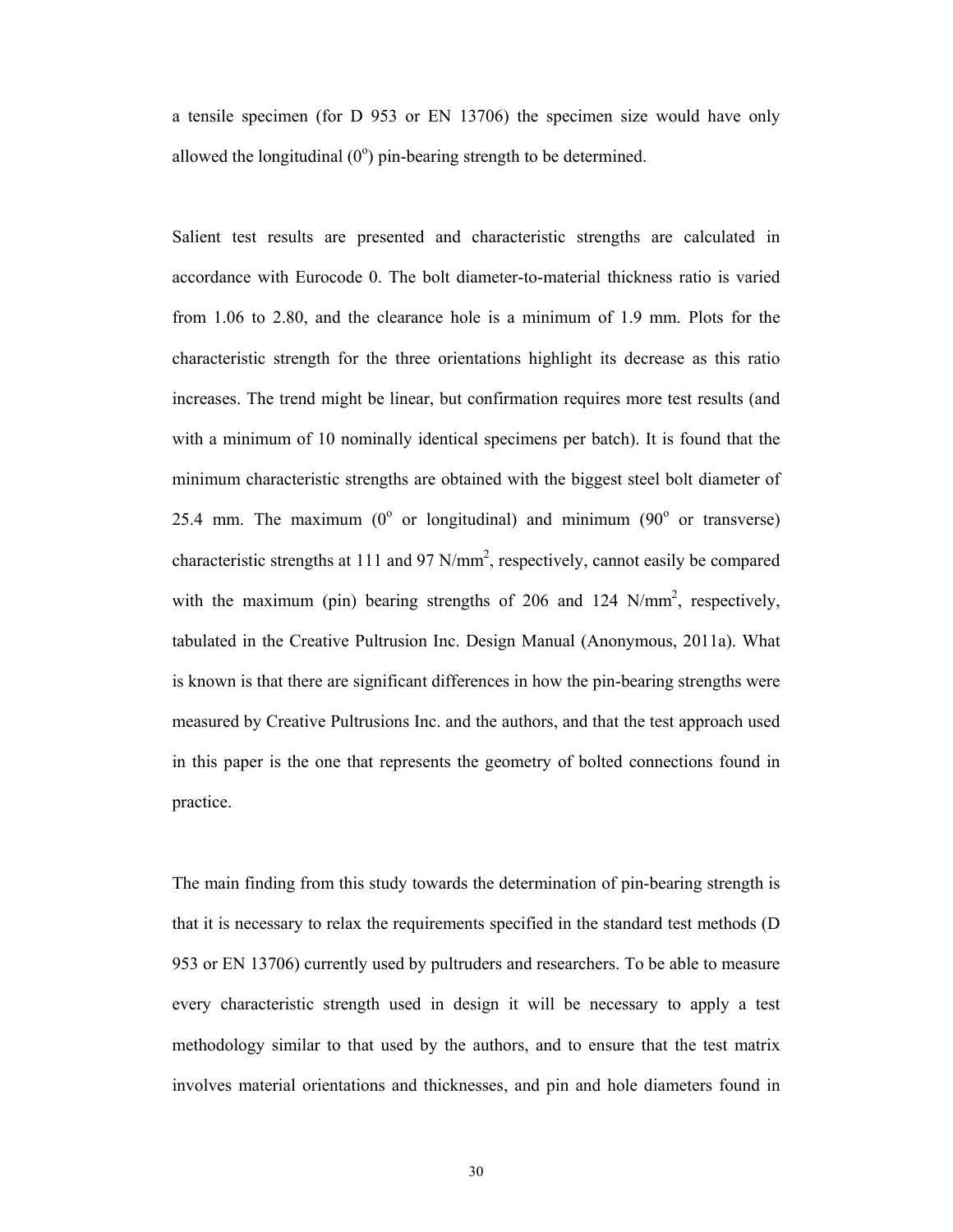a tensile specimen (for D 953 or EN 13706) the specimen size would have only allowed the longitudinal ($0^o$) pin-bearing strength to be determined.

Salient test results are presented and characteristic strengths are calculated in accordance with Eurocode 0. The bolt diameter-to-material thickness ratio is varied from 1.06 to 2.80, and the clearance hole is a minimum of 1.9 mm. Plots for the characteristic strength for the three orientations highlight its decrease as this ratio increases. The trend might be linear, but confirmation requires more test results (and with a minimum of 10 nominally identical specimens per batch). It is found that the minimum characteristic strengths are obtained with the biggest steel bolt diameter of 25.4 mm. The maximum ($0^o$ or longitudinal) and minimum ($90^o$ or transverse) characteristic strengths at 111 and 97 N/mm$^2$, respectively, cannot easily be compared with the maximum (pin) bearing strengths of 206 and 124 N/mm$^2$, respectively, tabulated in the Creative Pultrusion Inc. Design Manual (Anonymous, 2011a). What is known is that there are significant differences in how the pin-bearing strengths were measured by Creative Pultrusions Inc. and the authors, and that the test approach used in this paper is the one that represents the geometry of bolted connections found in practice.

The main finding from this study towards the determination of pin-bearing strength is that it is necessary to relax the requirements specified in the standard test methods (D 953 or EN 13706) currently used by pultruders and researchers. To be able to measure every characteristic strength used in design it will be necessary to apply a test methodology similar to that used by the authors, and to ensure that the test matrix involves material orientations and thicknesses, and pin and hole diameters found in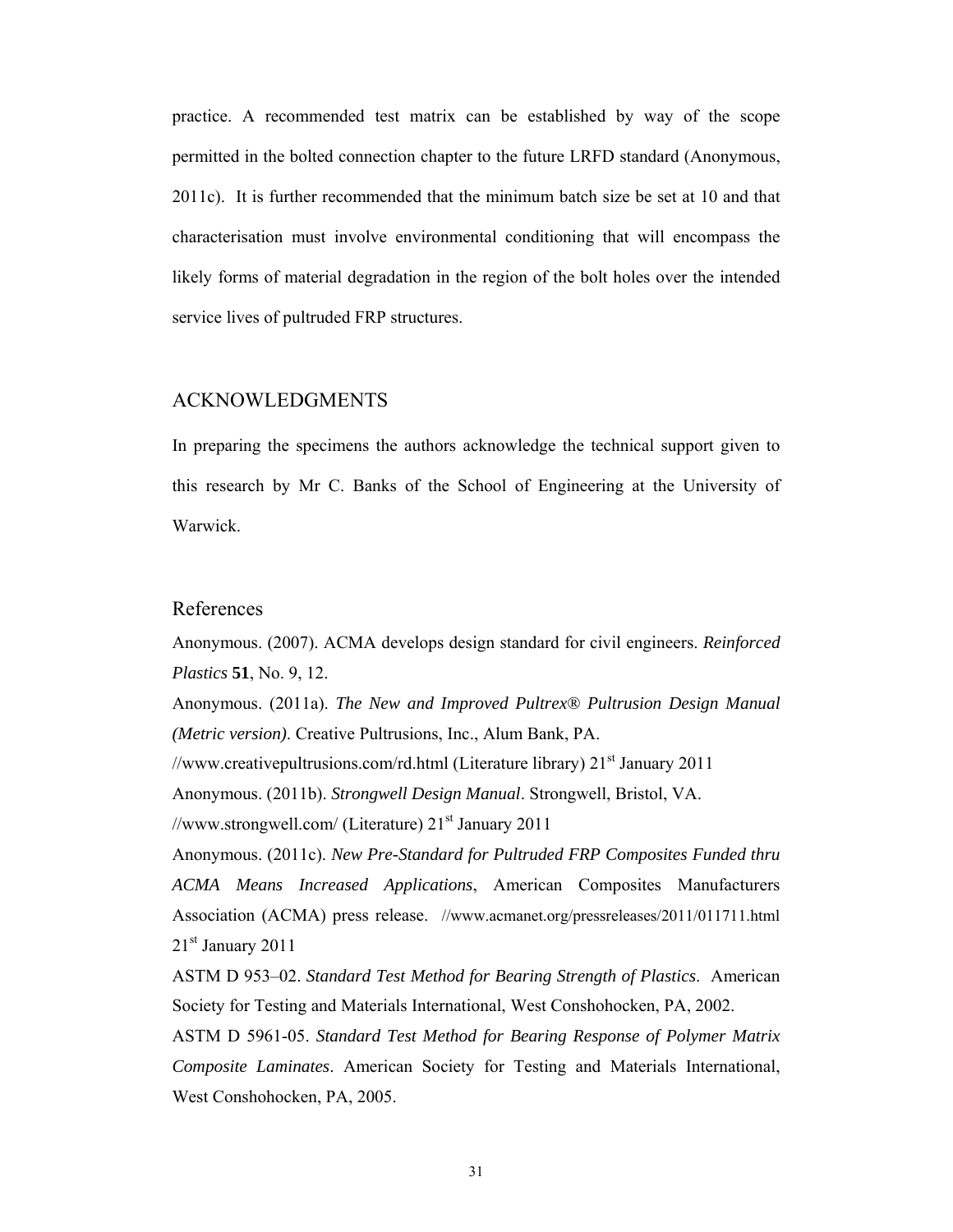practice. A recommended test matrix can be established by way of the scope permitted in the bolted connection chapter to the future LRFD standard (Anonymous, 2011c). It is further recommended that the minimum batch size be set at 10 and that characterisation must involve environmental conditioning that will encompass the likely forms of material degradation in the region of the bolt holes over the intended service lives of pultruded FRP structures.

## ACKNOWLEDGMENTS

In preparing the specimens the authors acknowledge the technical support given to this research by Mr C. Banks of the School of Engineering at the University of Warwick.

## References

Anonymous. (2007). ACMA develops design standard for civil engineers. *Reinforced Plastics* **51**, No. 9, 12.

Anonymous. (2011a). *The New and Improved Pultrex® Pultrusion Design Manual (Metric version)*. Creative Pultrusions, Inc., Alum Bank, PA.
//www.creativepultrusions.com/rd.html (Literature library) 21st January 2011

Anonymous. (2011b). *Strongwell Design Manual*. Strongwell, Bristol, VA.
//www.strongwell.com/ (Literature) 21st January 2011

Anonymous. (2011c). *New Pre-Standard for Pultruded FRP Composites Funded thru ACMA Means Increased Applications*, American Composites Manufacturers Association (ACMA) press release. //www.acmanet.org/pressreleases/2011/011711.html 21st January 2011

ASTM D 953–02. *Standard Test Method for Bearing Strength of Plastics*. American Society for Testing and Materials International, West Conshohocken, PA, 2002.

ASTM D 5961-05. *Standard Test Method for Bearing Response of Polymer Matrix Composite Laminates*. American Society for Testing and Materials International, West Conshohocken, PA, 2005.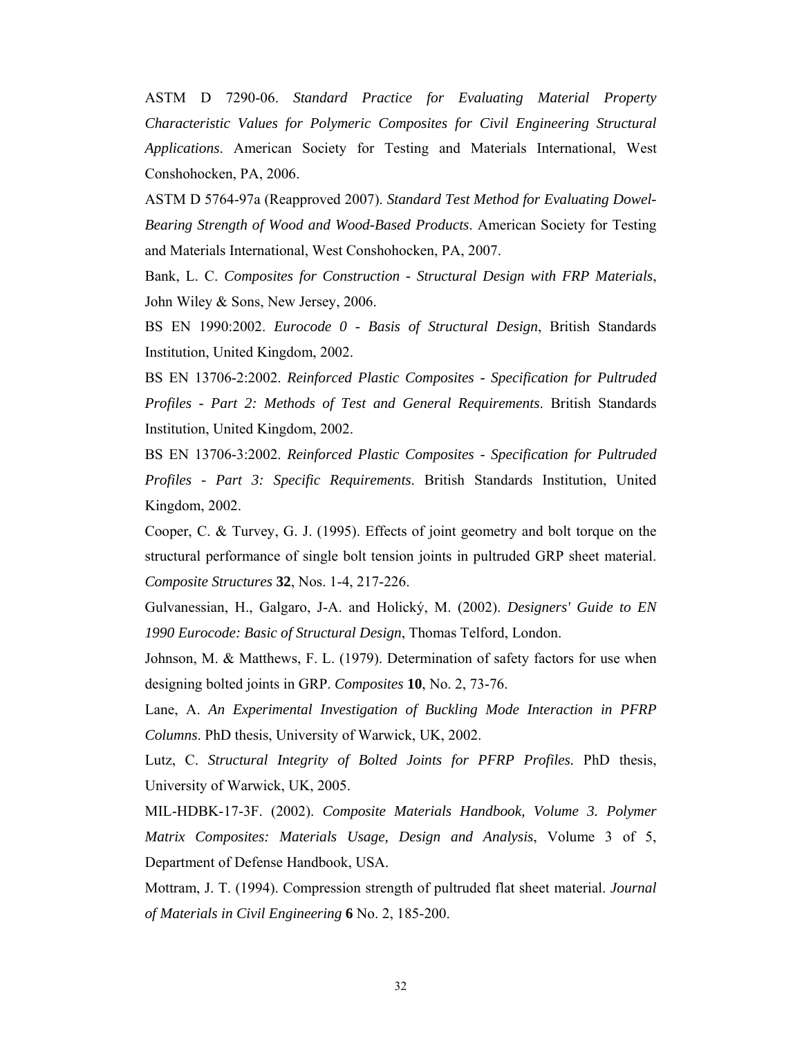ASTM D 7290-06. *Standard Practice for Evaluating Material Property Characteristic Values for Polymeric Composites for Civil Engineering Structural Applications*. American Society for Testing and Materials International, West Conshohocken, PA, 2006.

ASTM D 5764-97a (Reapproved 2007). *Standard Test Method for Evaluating Dowel-Bearing Strength of Wood and Wood-Based Products*. American Society for Testing and Materials International, West Conshohocken, PA, 2007.

Bank, L. C. *Composites for Construction - Structural Design with FRP Materials*, John Wiley & Sons, New Jersey, 2006.

BS EN 1990:2002. *Eurocode 0 - Basis of Structural Design*, British Standards Institution, United Kingdom, 2002.

BS EN 13706-2:2002. *Reinforced Plastic Composites - Specification for Pultruded Profiles - Part 2: Methods of Test and General Requirements*. British Standards Institution, United Kingdom, 2002.

BS EN 13706-3:2002. *Reinforced Plastic Composites - Specification for Pultruded Profiles - Part 3: Specific Requirements*. British Standards Institution, United Kingdom, 2002.

Cooper, C. & Turvey, G. J. (1995). Effects of joint geometry and bolt torque on the structural performance of single bolt tension joints in pultruded GRP sheet material. *Composite Structures* **32**, Nos. 1-4, 217-226.

Gulvanessian, H., Galgaro, J-A. and Holický, M. (2002). *Designers' Guide to EN 1990 Eurocode: Basic of Structural Design*, Thomas Telford, London.

Johnson, M. & Matthews, F. L. (1979). Determination of safety factors for use when designing bolted joints in GRP. *Composites* **10**, No. 2, 73-76.

Lane, A. *An Experimental Investigation of Buckling Mode Interaction in PFRP Columns*. PhD thesis, University of Warwick, UK, 2002.

Lutz, C. *Structural Integrity of Bolted Joints for PFRP Profiles.* PhD thesis, University of Warwick, UK, 2005.

MIL-HDBK-17-3F. (2002). *Composite Materials Handbook, Volume 3. Polymer Matrix Composites: Materials Usage, Design and Analysis*, Volume 3 of 5, Department of Defense Handbook, USA.

Mottram, J. T. (1994). Compression strength of pultruded flat sheet material. *Journal of Materials in Civil Engineering* **6** No. 2, 185-200.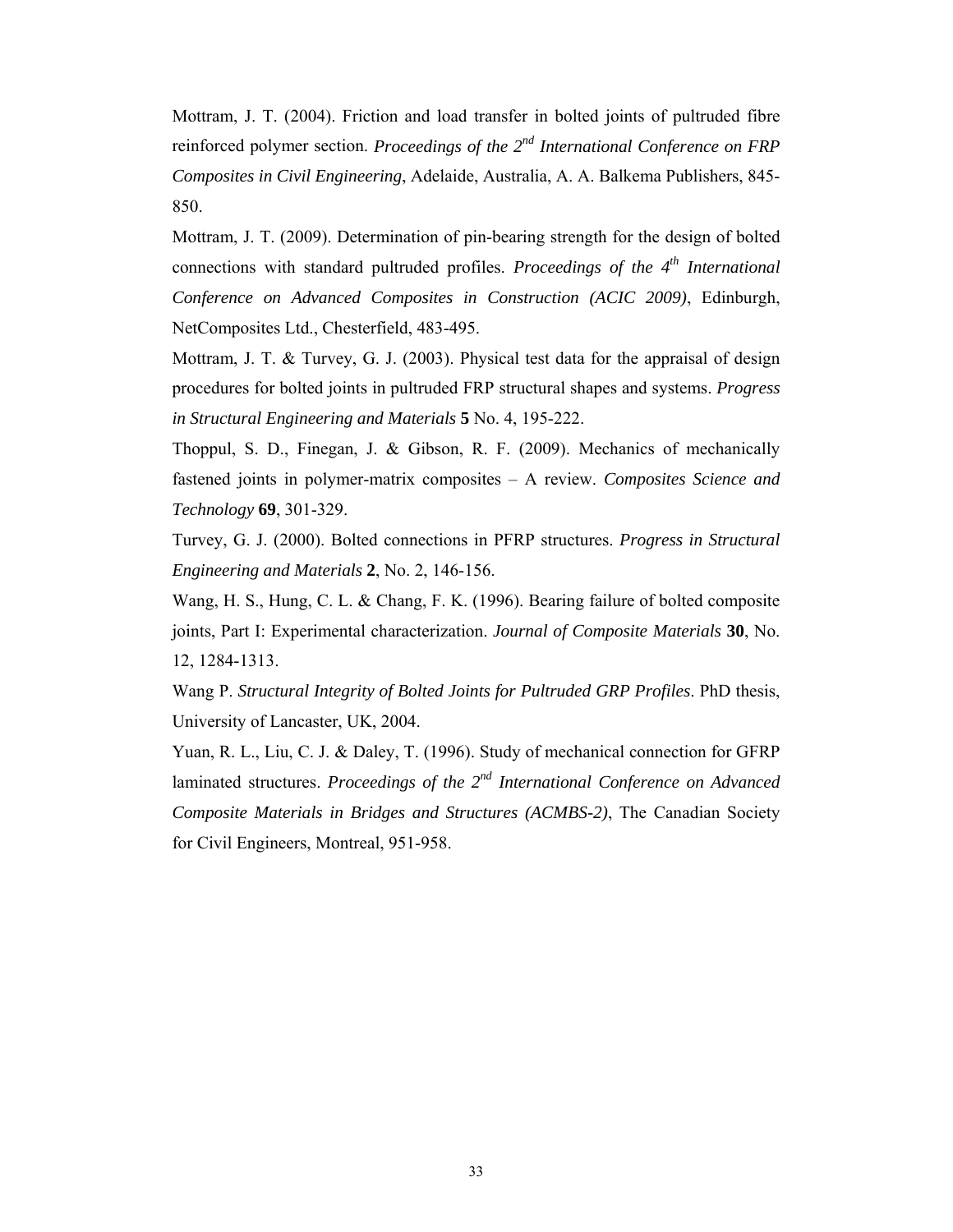Mottram, J. T. (2004). Friction and load transfer in bolted joints of pultruded fibre reinforced polymer section. *Proceedings of the 2nd International Conference on FRP Composites in Civil Engineering*, Adelaide, Australia, A. A. Balkema Publishers, 845-850.

Mottram, J. T. (2009). Determination of pin-bearing strength for the design of bolted connections with standard pultruded profiles. *Proceedings of the 4th International Conference on Advanced Composites in Construction (ACIC 2009)*, Edinburgh, NetComposites Ltd., Chesterfield, 483-495.

Mottram, J. T. & Turvey, G. J. (2003). Physical test data for the appraisal of design procedures for bolted joints in pultruded FRP structural shapes and systems. *Progress in Structural Engineering and Materials* **5** No. 4, 195-222.

Thoppul, S. D., Finegan, J. & Gibson, R. F. (2009). Mechanics of mechanically fastened joints in polymer-matrix composites – A review. *Composites Science and Technology* **69**, 301-329.

Turvey, G. J. (2000). Bolted connections in PFRP structures. *Progress in Structural Engineering and Materials* **2**, No. 2, 146-156.

Wang, H. S., Hung, C. L. & Chang, F. K. (1996). Bearing failure of bolted composite joints, Part I: Experimental characterization. *Journal of Composite Materials* **30**, No. 12, 1284-1313.

Wang P. *Structural Integrity of Bolted Joints for Pultruded GRP Profiles*. PhD thesis, University of Lancaster, UK, 2004.

Yuan, R. L., Liu, C. J. & Daley, T. (1996). Study of mechanical connection for GFRP laminated structures. *Proceedings of the 2nd International Conference on Advanced Composite Materials in Bridges and Structures (ACMBS-2)*, The Canadian Society for Civil Engineers, Montreal, 951-958.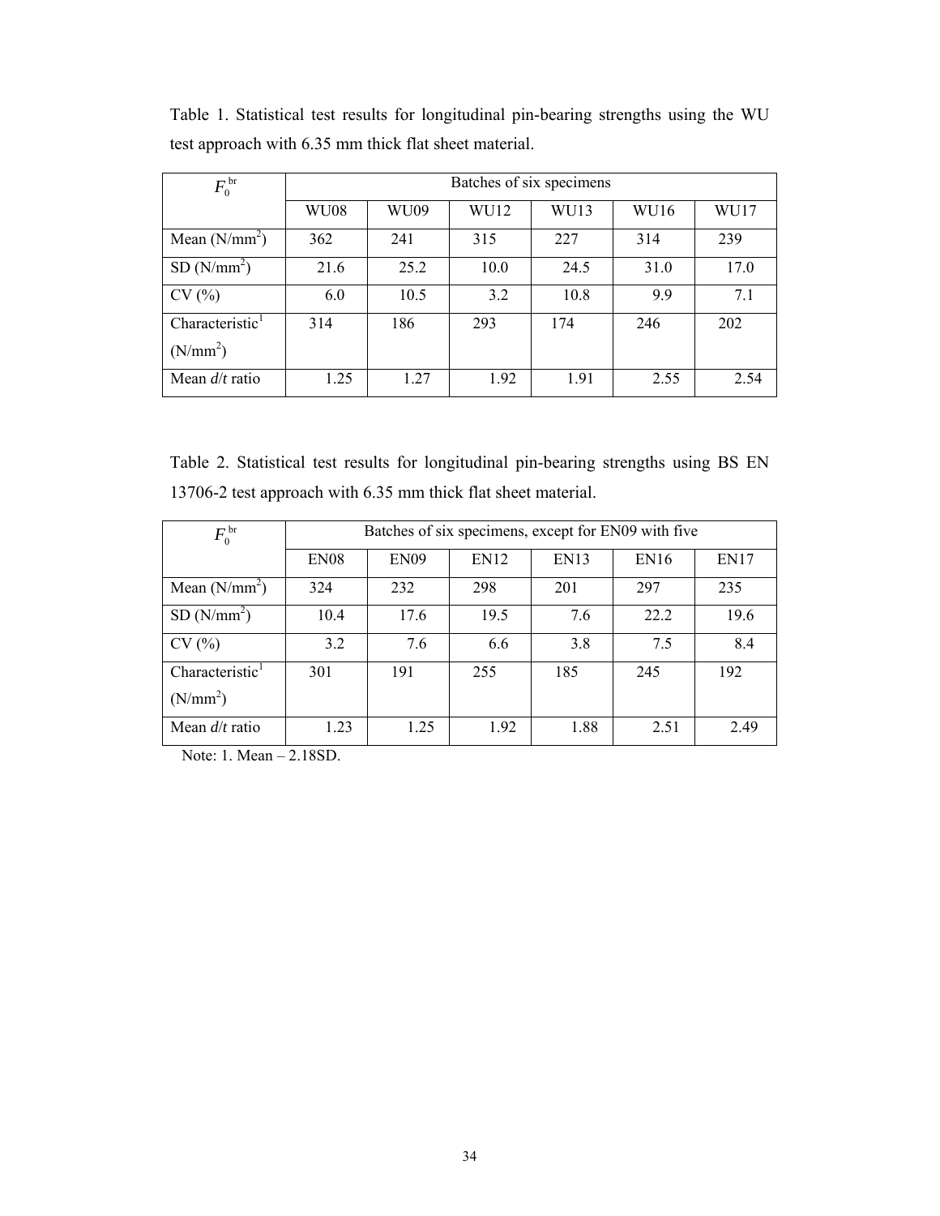Table 1. Statistical test results for longitudinal pin-bearing strengths using the WU test approach with 6.35 mm thick flat sheet material.

| $F_0^{\mathrm{br}}$ | Batches of six specimens | | | | | |
|---|---|---|---|---|---|---|
| | WU08 | WU09 | WU12 | WU13 | WU16 | WU17 |
| Mean (N/mm$^2$) | 362 | 241 | 315 | 227 | 314 | 239 |
| SD (N/mm$^2$) | 21.6 | 25.2 | 10.0 | 24.5 | 31.0 | 17.0 |
| CV (%) | 6.0 | 10.5 | 3.2 | 10.8 | 9.9 | 7.1 |
| Characteristic[1] (N/mm$^2$) | 314 | 186 | 293 | 174 | 246 | 202 |
| Mean *d*/*t* ratio | 1.25 | 1.27 | 1.92 | 1.91 | 2.55 | 2.54 |

Table 2. Statistical test results for longitudinal pin-bearing strengths using BS EN 13706-2 test approach with 6.35 mm thick flat sheet material.

| $F_0^{\mathrm{br}}$ | Batches of six specimens, except for EN09 with five | | | | | |
|---|---|---|---|---|---|---|
| | EN08 | EN09 | EN12 | EN13 | EN16 | EN17 |
| Mean (N/mm$^2$) | 324 | 232 | 298 | 201 | 297 | 235 |
| SD (N/mm$^2$) | 10.4 | 17.6 | 19.5 | 7.6 | 22.2 | 19.6 |
| CV (%) | 3.2 | 7.6 | 6.6 | 3.8 | 7.5 | 8.4 |
| Characteristic[1] (N/mm$^2$) | 301 | 191 | 255 | 185 | 245 | 192 |
| Mean *d*/*t* ratio | 1.23 | 1.25 | 1.92 | 1.88 | 2.51 | 2.49 |

Note: 1. Mean – 2.18SD.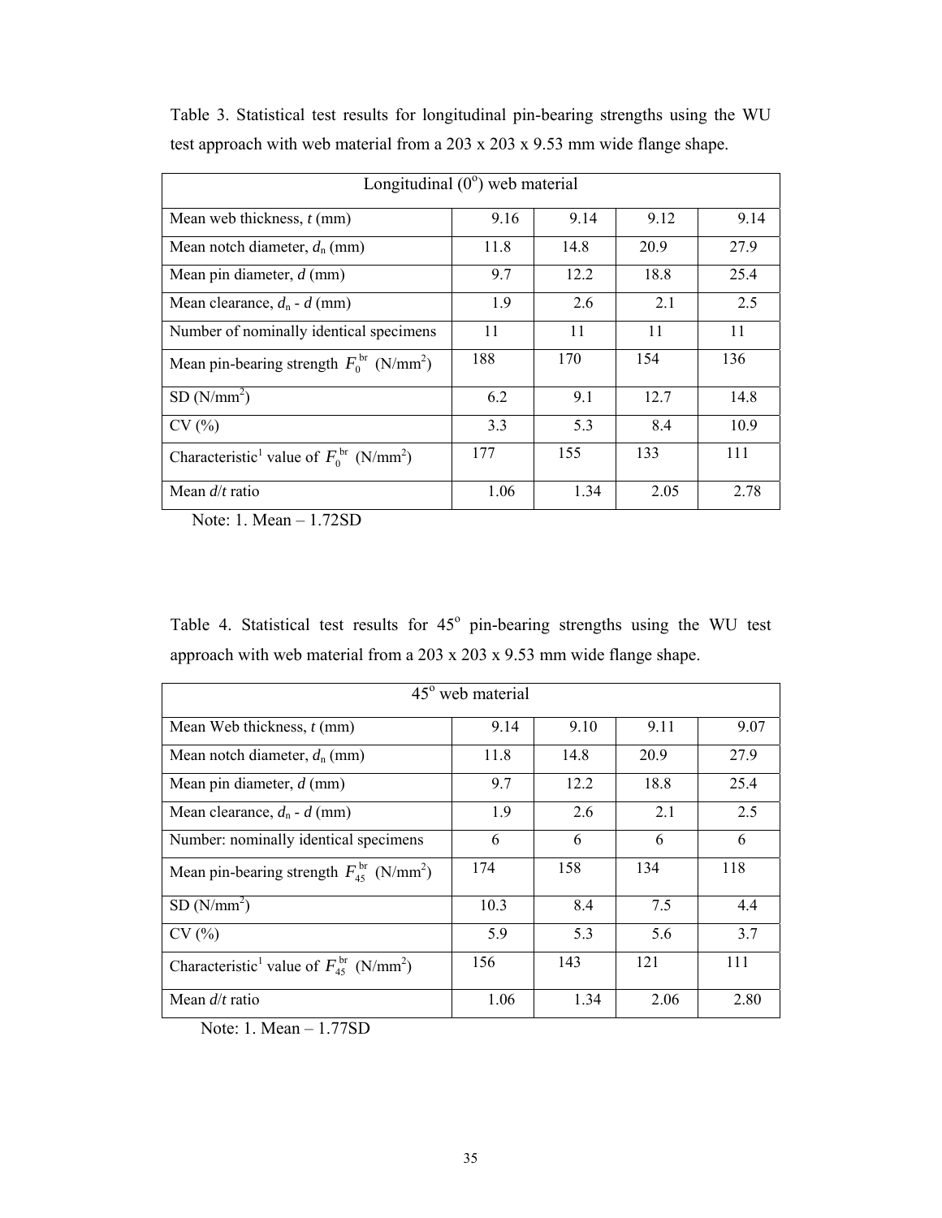Table 3. Statistical test results for longitudinal pin-bearing strengths using the WU test approach with web material from a 203 x 203 x 9.53 mm wide flange shape.

| Longitudinal (0$^{o}$) web material | | | | |
|---|---|---|---|---|
| Mean web thickness, $t$ (mm) | 9.16 | 9.14 | 9.12 | 9.14 |
| Mean notch diameter, $d_n$ (mm) | 11.8 | 14.8 | 20.9 | 27.9 |
| Mean pin diameter, $d$ (mm) | 9.7 | 12.2 | 18.8 | 25.4 |
| Mean clearance, $d_n$ - $d$ (mm) | 1.9 | 2.6 | 2.1 | 2.5 |
| Number of nominally identical specimens | 11 | 11 | 11 | 11 |
| Mean pin-bearing strength $F_0^{br}$ (N/mm$^2$) | 188 | 170 | 154 | 136 |
| SD (N/mm$^2$) | 6.2 | 9.1 | 12.7 | 14.8 |
| CV (%) | 3.3 | 5.3 | 8.4 | 10.9 |
| Characteristic[1] value of $F_0^{br}$ (N/mm$^2$) | 177 | 155 | 133 | 111 |
| Mean $d/t$ ratio | 1.06 | 1.34 | 2.05 | 2.78 |

Note: 1. Mean – 1.72SD

Table 4. Statistical test results for 45$^{o}$ pin-bearing strengths using the WU test approach with web material from a 203 x 203 x 9.53 mm wide flange shape.

| 45$^{o}$ web material | | | | |
|---|---|---|---|---|
| Mean Web thickness, $t$ (mm) | 9.14 | 9.10 | 9.11 | 9.07 |
| Mean notch diameter, $d_n$ (mm) | 11.8 | 14.8 | 20.9 | 27.9 |
| Mean pin diameter, $d$ (mm) | 9.7 | 12.2 | 18.8 | 25.4 |
| Mean clearance, $d_n$ - $d$ (mm) | 1.9 | 2.6 | 2.1 | 2.5 |
| Number: nominally identical specimens | 6 | 6 | 6 | 6 |
| Mean pin-bearing strength $F_{45}^{br}$ (N/mm$^2$) | 174 | 158 | 134 | 118 |
| SD (N/mm$^2$) | 10.3 | 8.4 | 7.5 | 4.4 |
| CV (%) | 5.9 | 5.3 | 5.6 | 3.7 |
| Characteristic[1] value of $F_{45}^{br}$ (N/mm$^2$) | 156 | 143 | 121 | 111 |
| Mean $d/t$ ratio | 1.06 | 1.34 | 2.06 | 2.80 |

Note: 1. Mean – 1.77SD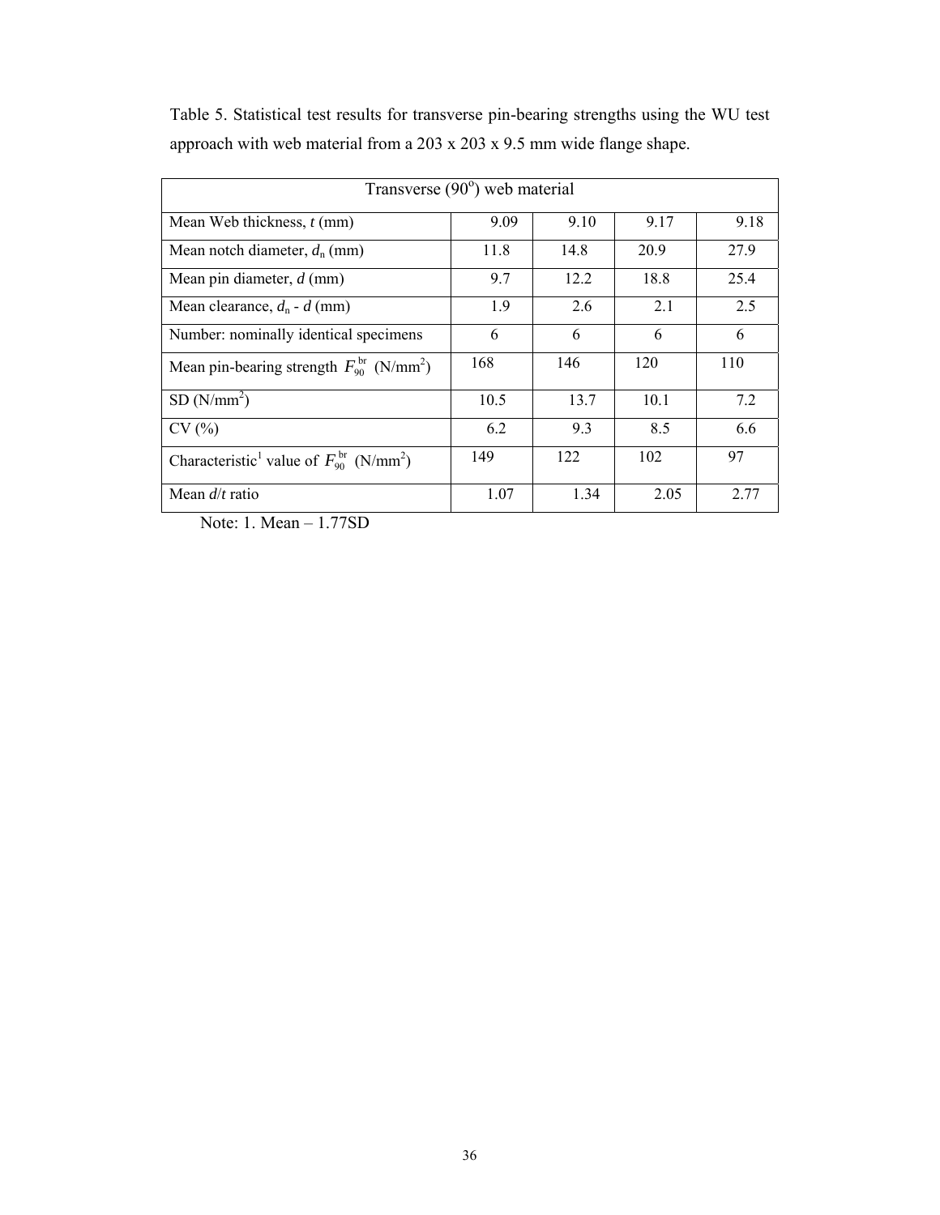Table 5. Statistical test results for transverse pin-bearing strengths using the WU test approach with web material from a 203 x 203 x 9.5 mm wide flange shape.

| Transverse (90°) web material | | | | |
|---|---|---|---|---|
| Mean Web thickness, $t$ (mm) | 9.09 | 9.10 | 9.17 | 9.18 |
| Mean notch diameter, $d_n$ (mm) | 11.8 | 14.8 | 20.9 | 27.9 |
| Mean pin diameter, $d$ (mm) | 9.7 | 12.2 | 18.8 | 25.4 |
| Mean clearance, $d_n$ - $d$ (mm) | 1.9 | 2.6 | 2.1 | 2.5 |
| Number: nominally identical specimens | 6 | 6 | 6 | 6 |
| Mean pin-bearing strength $F_{90}^{br}$ (N/mm²) | 168 | 146 | 120 | 110 |
| SD (N/mm²) | 10.5 | 13.7 | 10.1 | 7.2 |
| CV (%) | 6.2 | 9.3 | 8.5 | 6.6 |
| Characteristic[1] value of $F_{90}^{br}$ (N/mm²) | 149 | 122 | 102 | 97 |
| Mean $d/t$ ratio | 1.07 | 1.34 | 2.05 | 2.77 |

Note: 1. Mean – 1.77SD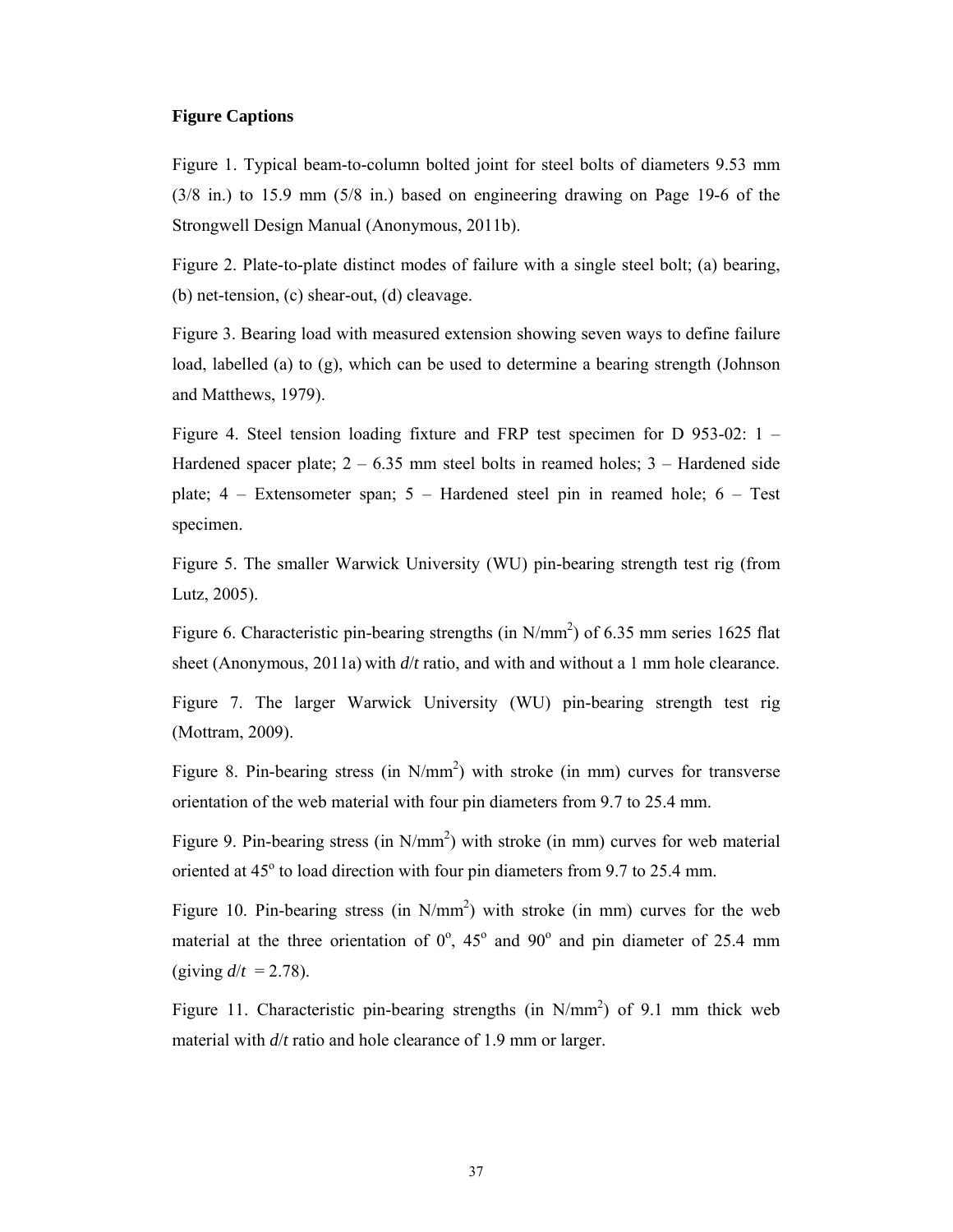**Figure Captions**

Figure 1. Typical beam-to-column bolted joint for steel bolts of diameters 9.53 mm (3/8 in.) to 15.9 mm (5/8 in.) based on engineering drawing on Page 19-6 of the Strongwell Design Manual (Anonymous, 2011b).

Figure 2. Plate-to-plate distinct modes of failure with a single steel bolt; (a) bearing, (b) net-tension, (c) shear-out, (d) cleavage.

Figure 3. Bearing load with measured extension showing seven ways to define failure load, labelled (a) to (g), which can be used to determine a bearing strength (Johnson and Matthews, 1979).

Figure 4. Steel tension loading fixture and FRP test specimen for D 953-02: 1 – Hardened spacer plate; 2 – 6.35 mm steel bolts in reamed holes; 3 – Hardened side plate; 4 – Extensometer span; 5 – Hardened steel pin in reamed hole; 6 – Test specimen.

Figure 5. The smaller Warwick University (WU) pin-bearing strength test rig (from Lutz, 2005).

Figure 6. Characteristic pin-bearing strengths (in $N/mm^2$) of 6.35 mm series 1625 flat sheet (Anonymous, 2011a) with $d/t$ ratio, and with and without a 1 mm hole clearance.

Figure 7. The larger Warwick University (WU) pin-bearing strength test rig (Mottram, 2009).

Figure 8. Pin-bearing stress (in $N/mm^2$) with stroke (in mm) curves for transverse orientation of the web material with four pin diameters from 9.7 to 25.4 mm.

Figure 9. Pin-bearing stress (in $N/mm^2$) with stroke (in mm) curves for web material oriented at $45^o$ to load direction with four pin diameters from 9.7 to 25.4 mm.

Figure 10. Pin-bearing stress (in $N/mm^2$) with stroke (in mm) curves for the web material at the three orientation of $0^o$, $45^o$ and $90^o$ and pin diameter of 25.4 mm (giving $d/t = 2.78$).

Figure 11. Characteristic pin-bearing strengths (in $N/mm^2$) of 9.1 mm thick web material with $d/t$ ratio and hole clearance of 1.9 mm or larger.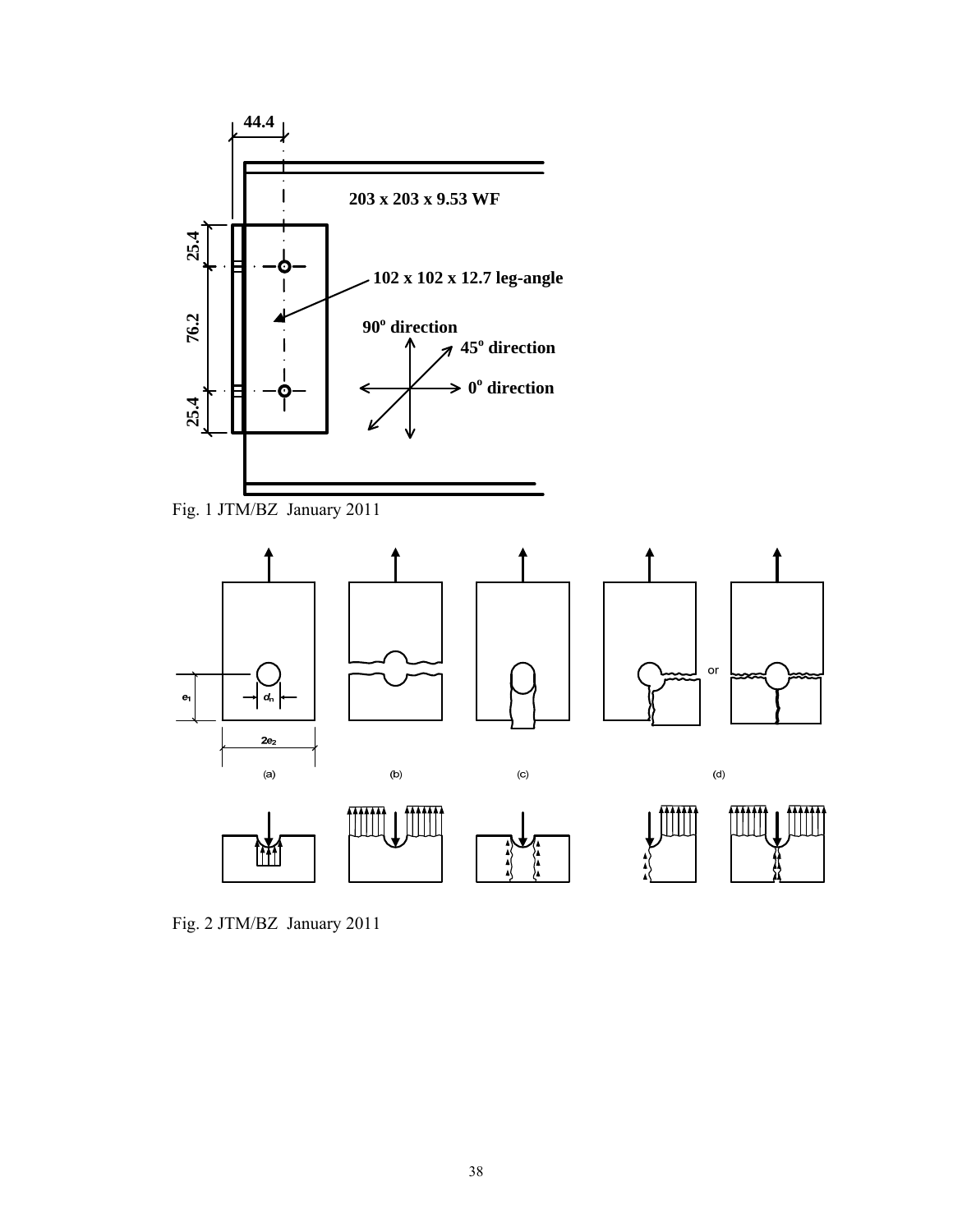44.4

203 x 203 x 9.53 WF

25.4

76.2

25.4

102 x 102 x 12.7 leg-angle

90° direction

45° direction

0° direction

Fig. 1 JTM/BZ January 2011

$e_1$

$d_n$

$2e_2$

(a)

(b)

(c)

or

(d)

Fig. 2 JTM/BZ January 2011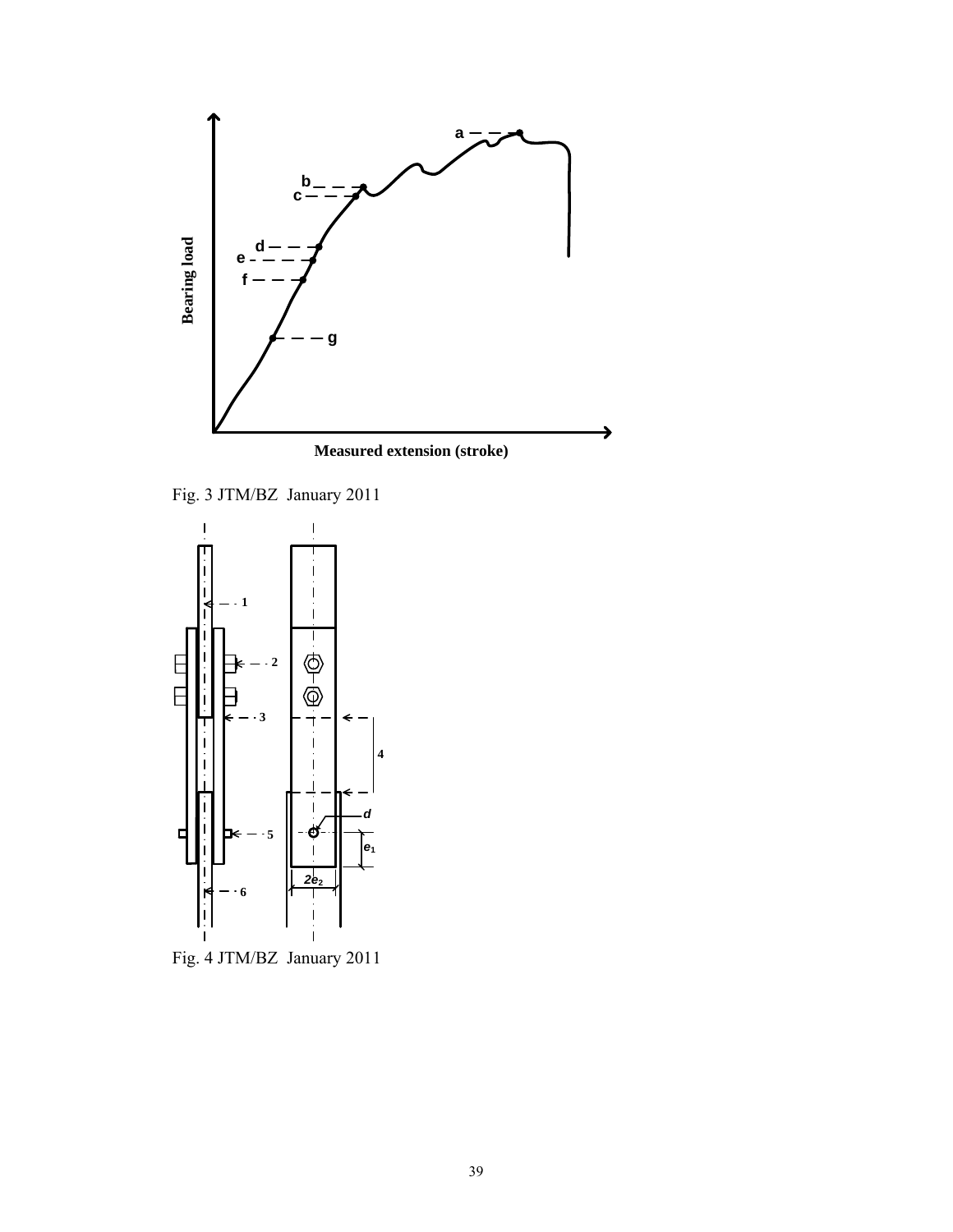Bearing load

Measured extension (stroke)

a

b

c

d

e

f

g

Fig. 3 JTM/BZ January 2011

1

2

3

4

5

6

d

$e_1$

$2e_2$

Fig. 4 JTM/BZ January 2011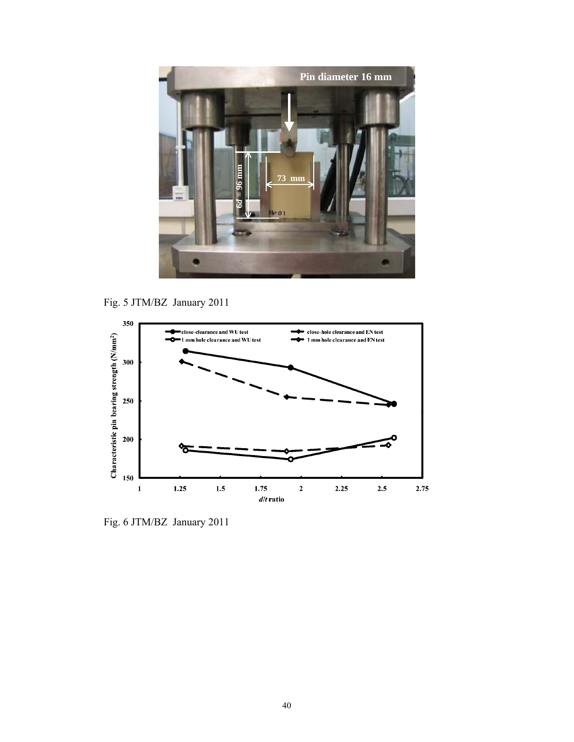Pin diameter 16 mm

6d = 96 mm

73 mm

Fig. 5 JTM/BZ January 2011

close-clearance and WU test

close-hole clearance and EN test

1 mm hole clearance and WU test

1 mm hole clearance and EN test

Characteristic pin bearing strength (N/mm²)

350

300

250

200

150

1

1.25

1.5

1.75

2

2.25

2.5

2.75

*d*/*t* ratio

Fig. 6 JTM/BZ January 2011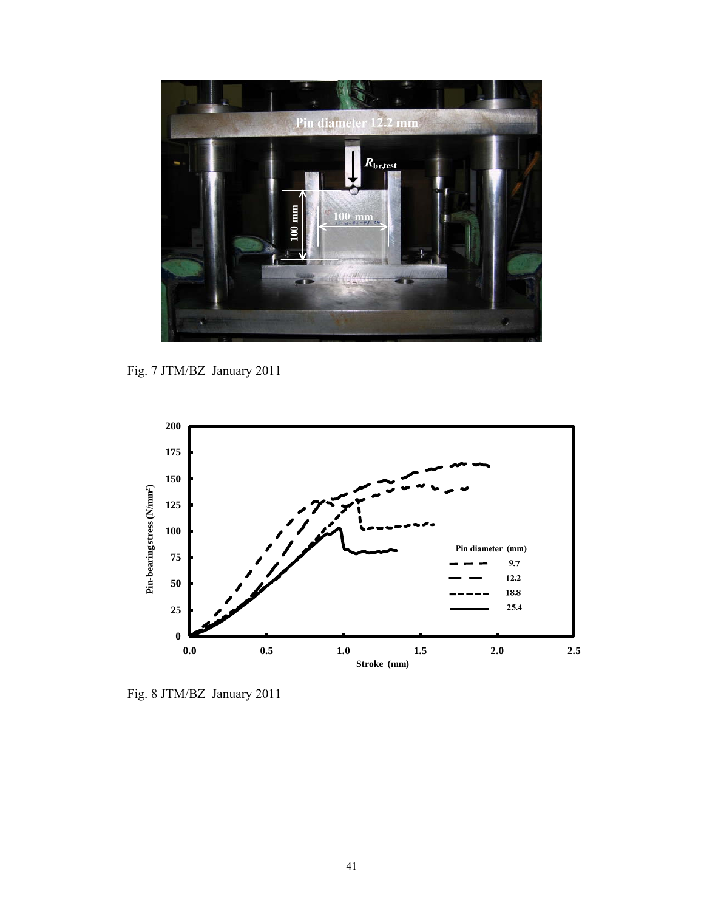Pin diameter 12.2 mm

$R_{br,test}$

100 mm

100 mm

Fig. 7 JTM/BZ January 2011

Pin-bearing stress (N/mm$^2$)

200

175

150

125

100

75

50

25

0

0.0

0.5

1.0

1.5

2.0

2.5

Stroke (mm)

Pin diameter (mm)

9.7

12.2

18.8

25.4

Fig. 8 JTM/BZ January 2011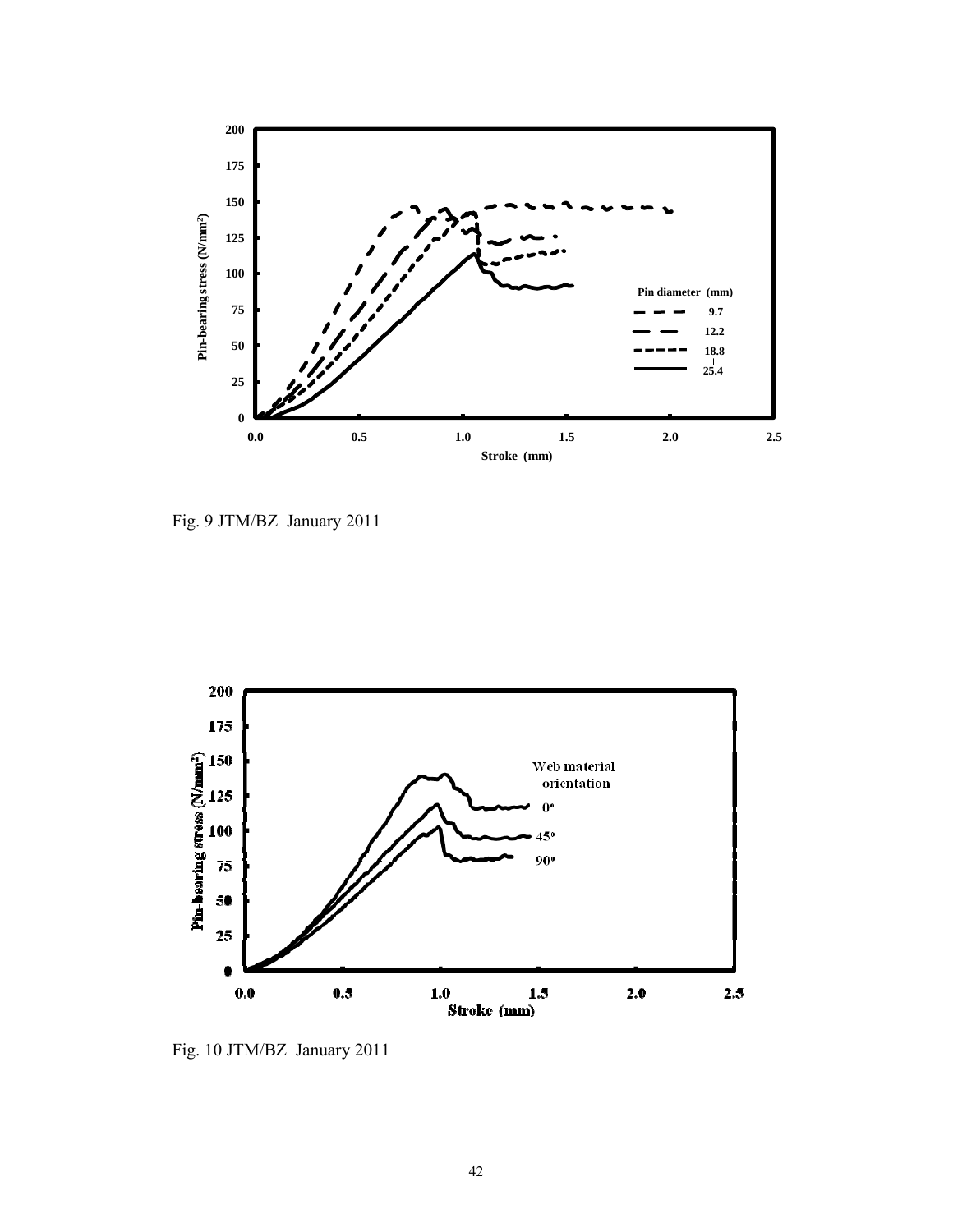200
175
150
125
100
75
50
25
0

Pin-bearing stress (N/mm²)

0.0
0.5
1.0
1.5
2.0
2.5

Stroke (mm)

Pin diameter (mm)
9.7
12.2
18.8
25.4

Fig. 9 JTM/BZ January 2011

200
175
150
125
100
75
50
25
0

Pin-bearing stress (N/mm²)

0.0
0.5
1.0
1.5
2.0
2.5

Stroke (mm)

Web material orientation
0°
45°
90°

Fig. 10 JTM/BZ January 2011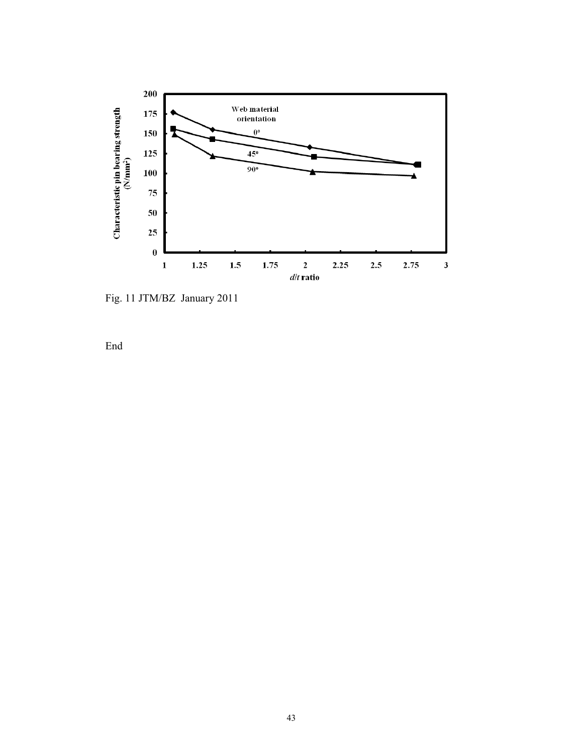Characteristic pin bearing strength (N/mm²)

200
175
150
125
100
75
50
25
0

Web material orientation

0°

45°

90°

1
1.25
1.5
1.75
2
2.25
2.5
2.75
3

*d*/*t* ratio

Fig. 11 JTM/BZ January 2011

End